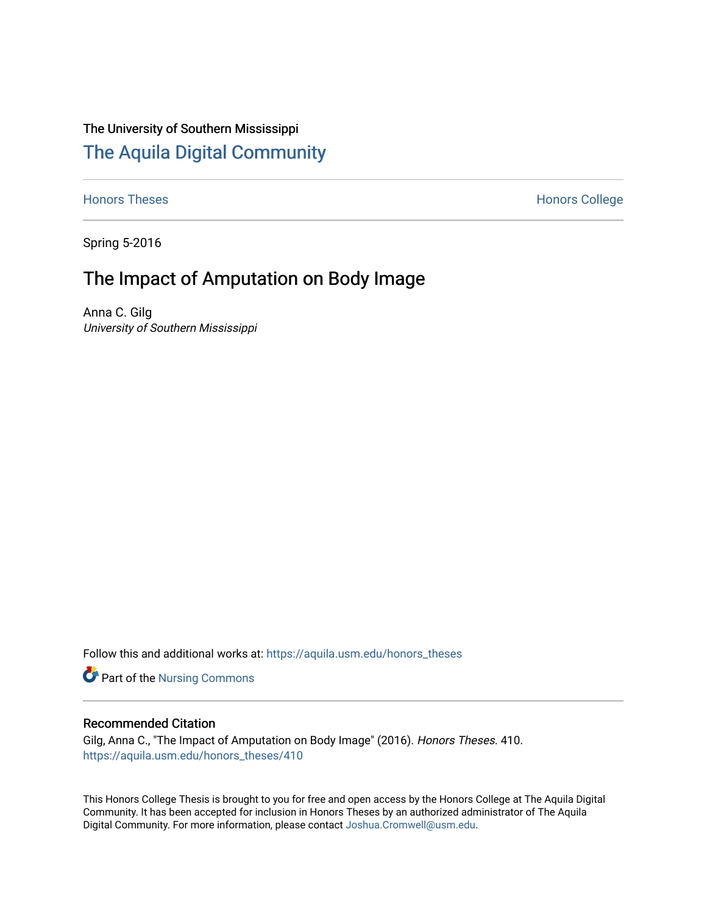The University of Southern Mississippi

# The Aquila Digital Community

Honors Theses | Honors College

Spring 5-2016

## The Impact of Amputation on Body Image

Anna C. Gilg
*University of Southern Mississippi*

Follow this and additional works at: https://aquila.usm.edu/honors_theses

Part of the Nursing Commons

### Recommended Citation

Gilg, Anna C., "The Impact of Amputation on Body Image" (2016). *Honors Theses*. 410.
https://aquila.usm.edu/honors_theses/410

This Honors College Thesis is brought to you for free and open access by the Honors College at The Aquila Digital Community. It has been accepted for inclusion in Honors Theses by an authorized administrator of The Aquila Digital Community. For more information, please contact Joshua.Cromwell@usm.edu.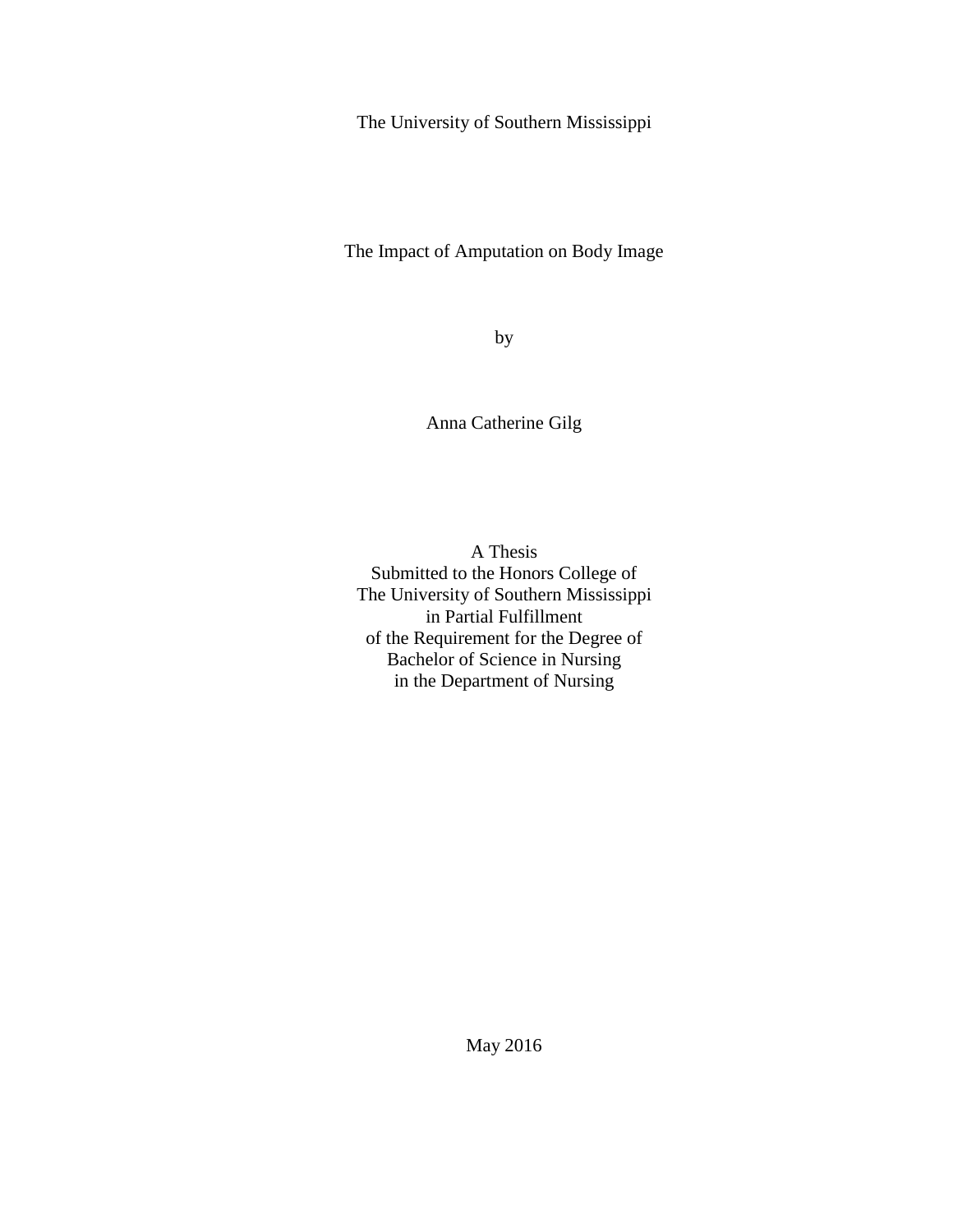The University of Southern Mississippi

# The Impact of Amputation on Body Image

by

Anna Catherine Gilg

A Thesis
Submitted to the Honors College of
The University of Southern Mississippi
in Partial Fulfillment
of the Requirement for the Degree of
Bachelor of Science in Nursing
in the Department of Nursing

May 2016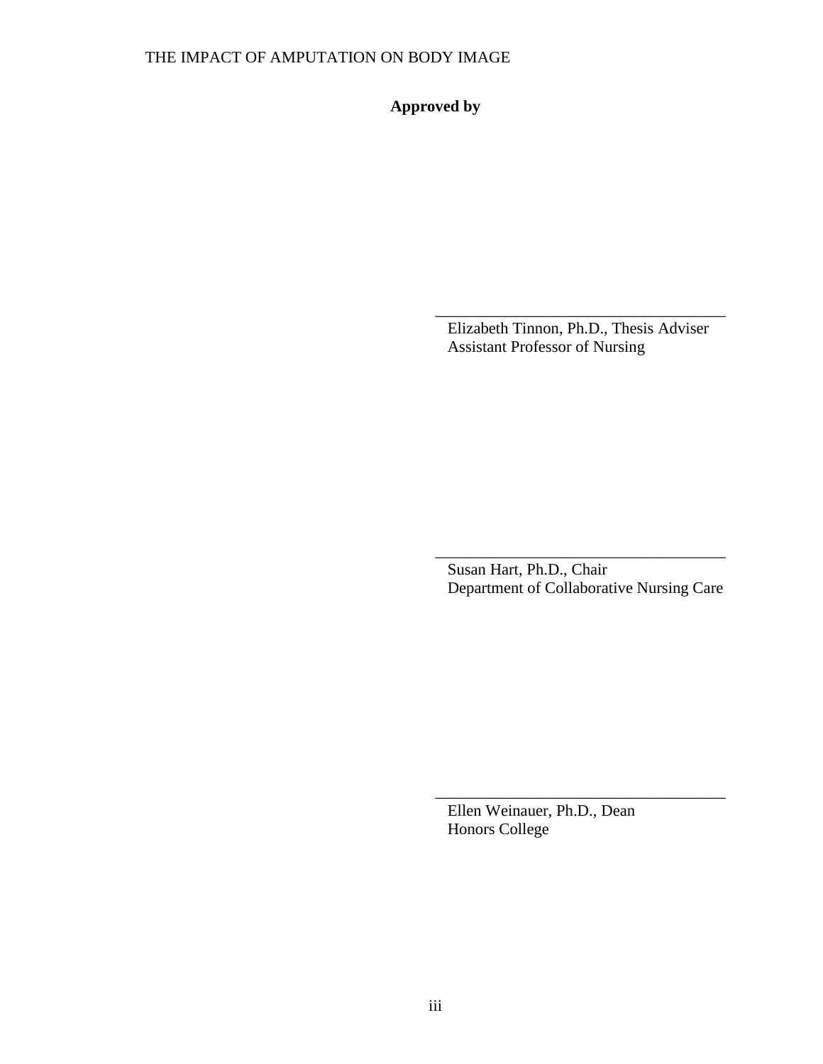**Approved by**

\_\_\_\_\_\_\_\_\_\_\_\_\_\_\_\_\_\_\_\_\_\_\_\_\_\_\_\_\_\_\_\_\_\_\_\_

Elizabeth Tinnon, Ph.D., Thesis Adviser
Assistant Professor of Nursing

\_\_\_\_\_\_\_\_\_\_\_\_\_\_\_\_\_\_\_\_\_\_\_\_\_\_\_\_\_\_\_\_\_\_\_\_

Susan Hart, Ph.D., Chair
Department of Collaborative Nursing Care

\_\_\_\_\_\_\_\_\_\_\_\_\_\_\_\_\_\_\_\_\_\_\_\_\_\_\_\_\_\_\_\_\_\_\_\_

Ellen Weinauer, Ph.D., Dean
Honors College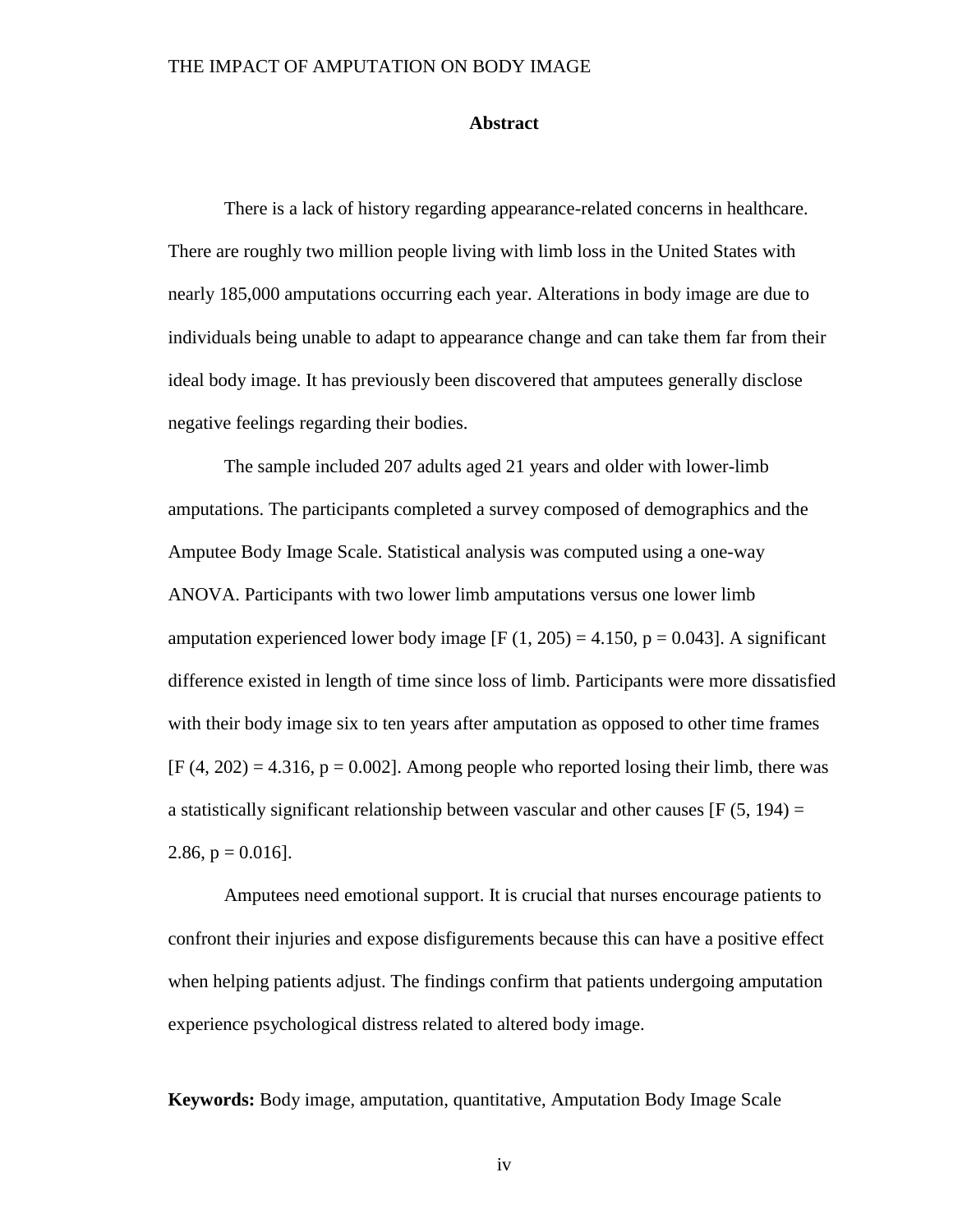## Abstract

There is a lack of history regarding appearance-related concerns in healthcare. There are roughly two million people living with limb loss in the United States with nearly 185,000 amputations occurring each year. Alterations in body image are due to individuals being unable to adapt to appearance change and can take them far from their ideal body image. It has previously been discovered that amputees generally disclose negative feelings regarding their bodies.

The sample included 207 adults aged 21 years and older with lower-limb amputations. The participants completed a survey composed of demographics and the Amputee Body Image Scale. Statistical analysis was computed using a one-way ANOVA. Participants with two lower limb amputations versus one lower limb amputation experienced lower body image [$F(1, 205) = 4.150$, $p = 0.043$]. A significant difference existed in length of time since loss of limb. Participants were more dissatisfied with their body image six to ten years after amputation as opposed to other time frames [$F(4, 202) = 4.316$, $p = 0.002$]. Among people who reported losing their limb, there was a statistically significant relationship between vascular and other causes [$F(5, 194) = 2.86$, $p = 0.016$].

Amputees need emotional support. It is crucial that nurses encourage patients to confront their injuries and expose disfigurements because this can have a positive effect when helping patients adjust. The findings confirm that patients undergoing amputation experience psychological distress related to altered body image.

**Keywords:** Body image, amputation, quantitative, Amputation Body Image Scale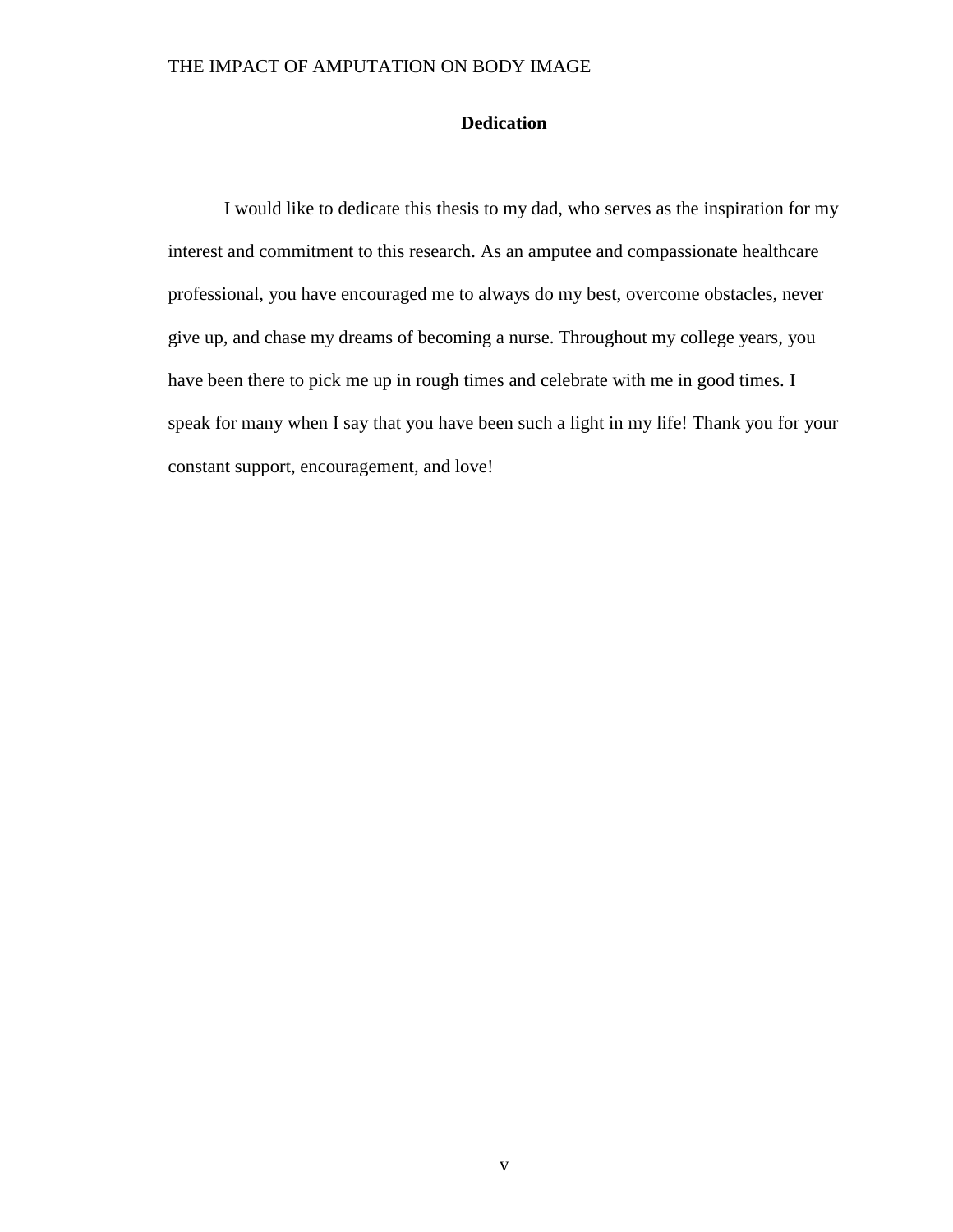## Dedication

I would like to dedicate this thesis to my dad, who serves as the inspiration for my interest and commitment to this research. As an amputee and compassionate healthcare professional, you have encouraged me to always do my best, overcome obstacles, never give up, and chase my dreams of becoming a nurse. Throughout my college years, you have been there to pick me up in rough times and celebrate with me in good times. I speak for many when I say that you have been such a light in my life! Thank you for your constant support, encouragement, and love!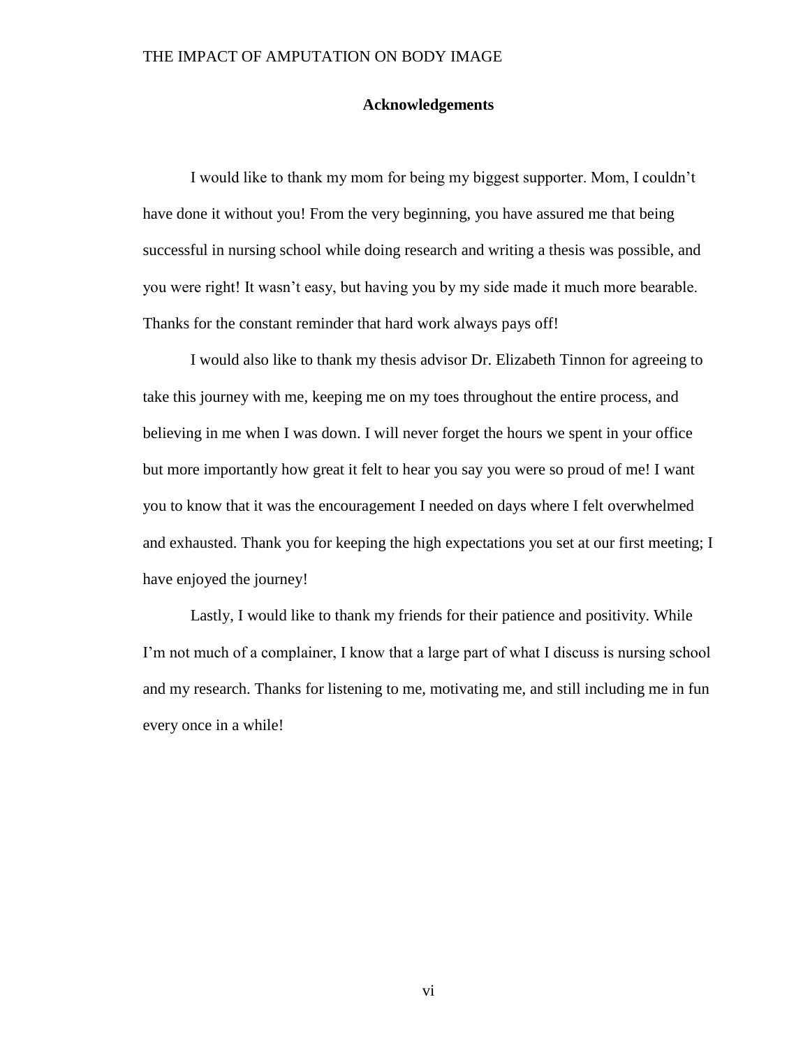## Acknowledgements

I would like to thank my mom for being my biggest supporter. Mom, I couldn't have done it without you! From the very beginning, you have assured me that being successful in nursing school while doing research and writing a thesis was possible, and you were right! It wasn't easy, but having you by my side made it much more bearable. Thanks for the constant reminder that hard work always pays off!

I would also like to thank my thesis advisor Dr. Elizabeth Tinnon for agreeing to take this journey with me, keeping me on my toes throughout the entire process, and believing in me when I was down. I will never forget the hours we spent in your office but more importantly how great it felt to hear you say you were so proud of me! I want you to know that it was the encouragement I needed on days where I felt overwhelmed and exhausted. Thank you for keeping the high expectations you set at our first meeting; I have enjoyed the journey!

Lastly, I would like to thank my friends for their patience and positivity. While I'm not much of a complainer, I know that a large part of what I discuss is nursing school and my research. Thanks for listening to me, motivating me, and still including me in fun every once in a while!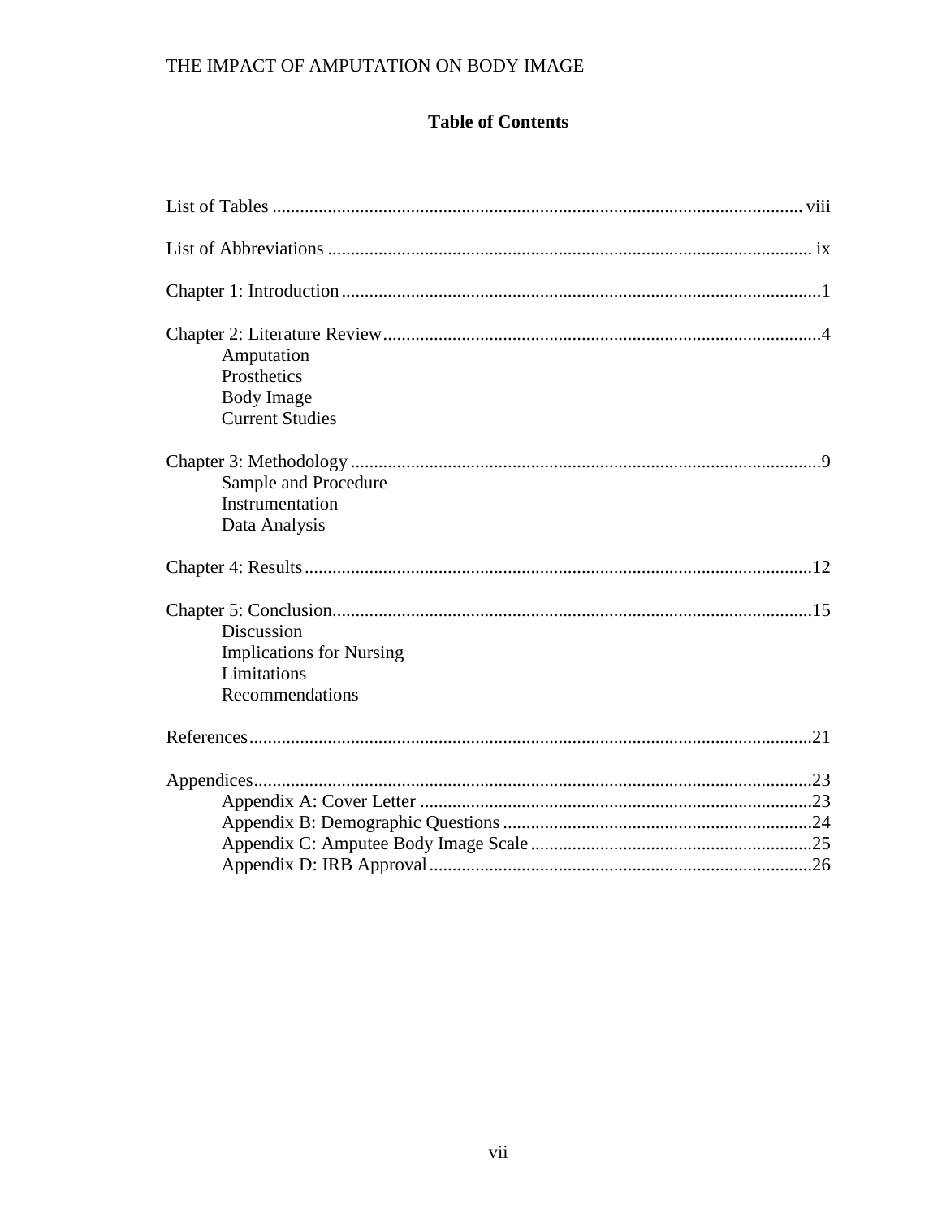## Table of Contents

List of Tables ........................................................................................................ viii

List of Abbreviations ............................................................................................. ix

Chapter 1: Introduction ..........................................................................................1

Chapter 2: Literature Review .................................................................................4
- Amputation
- Prosthetics
- Body Image
- Current Studies

Chapter 3: Methodology ........................................................................................9
- Sample and Procedure
- Instrumentation
- Data Analysis

Chapter 4: Results ................................................................................................12

Chapter 5: Conclusion ..........................................................................................15
- Discussion
- Implications for Nursing
- Limitations
- Recommendations

References ............................................................................................................21

Appendices ...........................................................................................................23
- Appendix A: Cover Letter ..............................................................................23
- Appendix B: Demographic Questions ............................................................24
- Appendix C: Amputee Body Image Scale ......................................................25
- Appendix D: IRB Approval ............................................................................26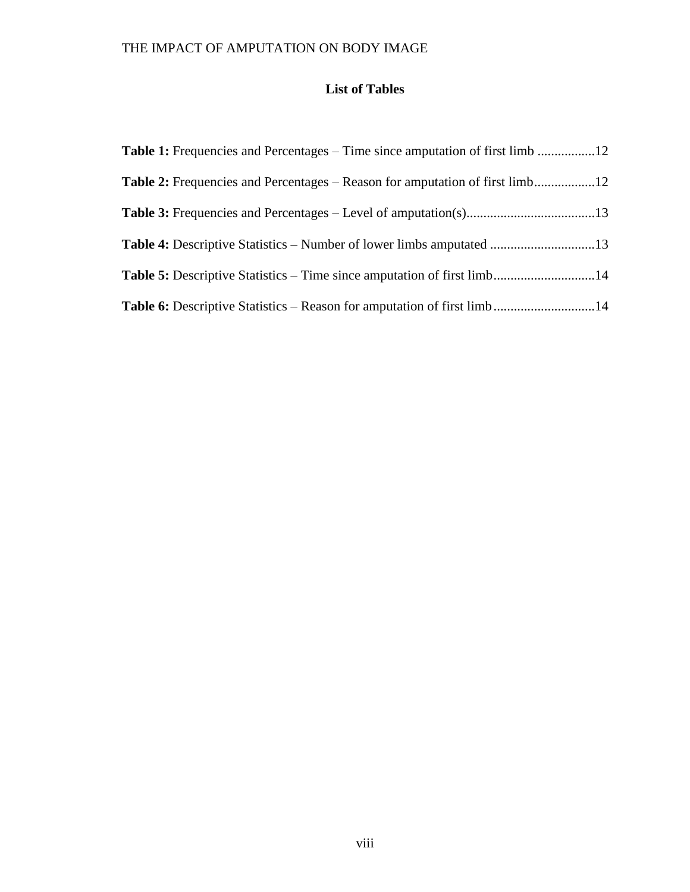## List of Tables

**Table 1:** Frequencies and Percentages – Time since amputation of first limb ................12

**Table 2:** Frequencies and Percentages – Reason for amputation of first limb..................12

**Table 3:** Frequencies and Percentages – Level of amputation(s)......................................13

**Table 4:** Descriptive Statistics – Number of lower limbs amputated ...............................13

**Table 5:** Descriptive Statistics – Time since amputation of first limb..............................14

**Table 6:** Descriptive Statistics – Reason for amputation of first limb..............................14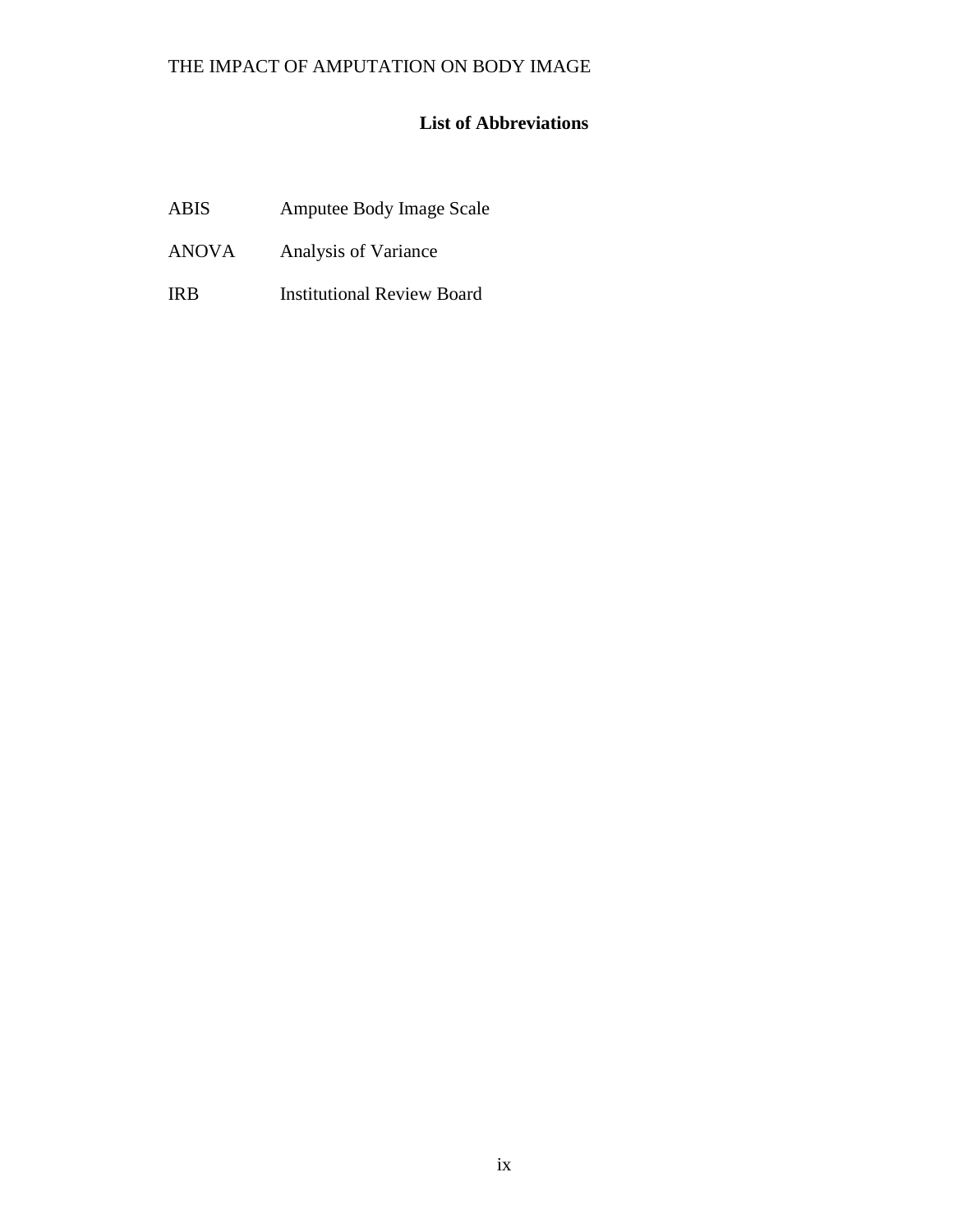## List of Abbreviations

| | |
|---|---|
| ABIS | Amputee Body Image Scale |
| ANOVA | Analysis of Variance |
| IRB | Institutional Review Board |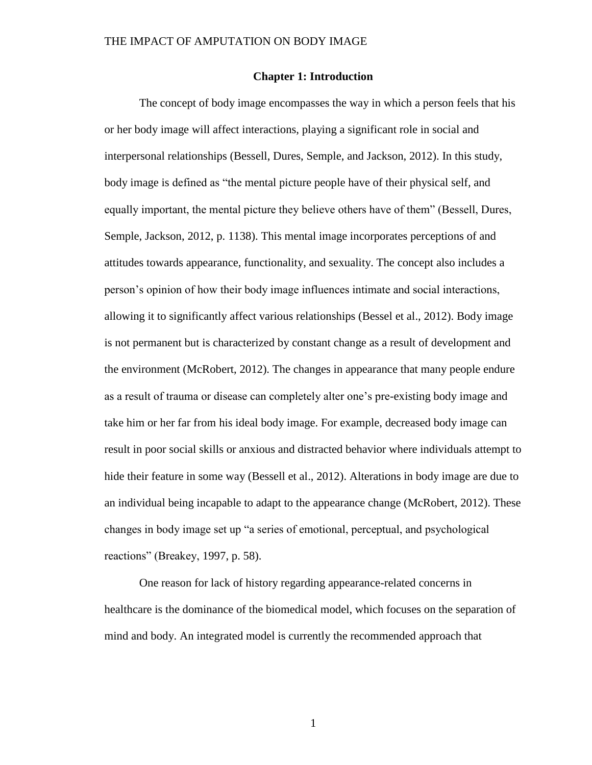## Chapter 1: Introduction

The concept of body image encompasses the way in which a person feels that his or her body image will affect interactions, playing a significant role in social and interpersonal relationships (Bessell, Dures, Semple, and Jackson, 2012). In this study, body image is defined as "the mental picture people have of their physical self, and equally important, the mental picture they believe others have of them" (Bessell, Dures, Semple, Jackson, 2012, p. 1138). This mental image incorporates perceptions of and attitudes towards appearance, functionality, and sexuality. The concept also includes a person's opinion of how their body image influences intimate and social interactions, allowing it to significantly affect various relationships (Bessel et al., 2012). Body image is not permanent but is characterized by constant change as a result of development and the environment (McRobert, 2012). The changes in appearance that many people endure as a result of trauma or disease can completely alter one's pre-existing body image and take him or her far from his ideal body image. For example, decreased body image can result in poor social skills or anxious and distracted behavior where individuals attempt to hide their feature in some way (Bessell et al., 2012). Alterations in body image are due to an individual being incapable to adapt to the appearance change (McRobert, 2012). These changes in body image set up "a series of emotional, perceptual, and psychological reactions" (Breakey, 1997, p. 58).

One reason for lack of history regarding appearance-related concerns in healthcare is the dominance of the biomedical model, which focuses on the separation of mind and body. An integrated model is currently the recommended approach that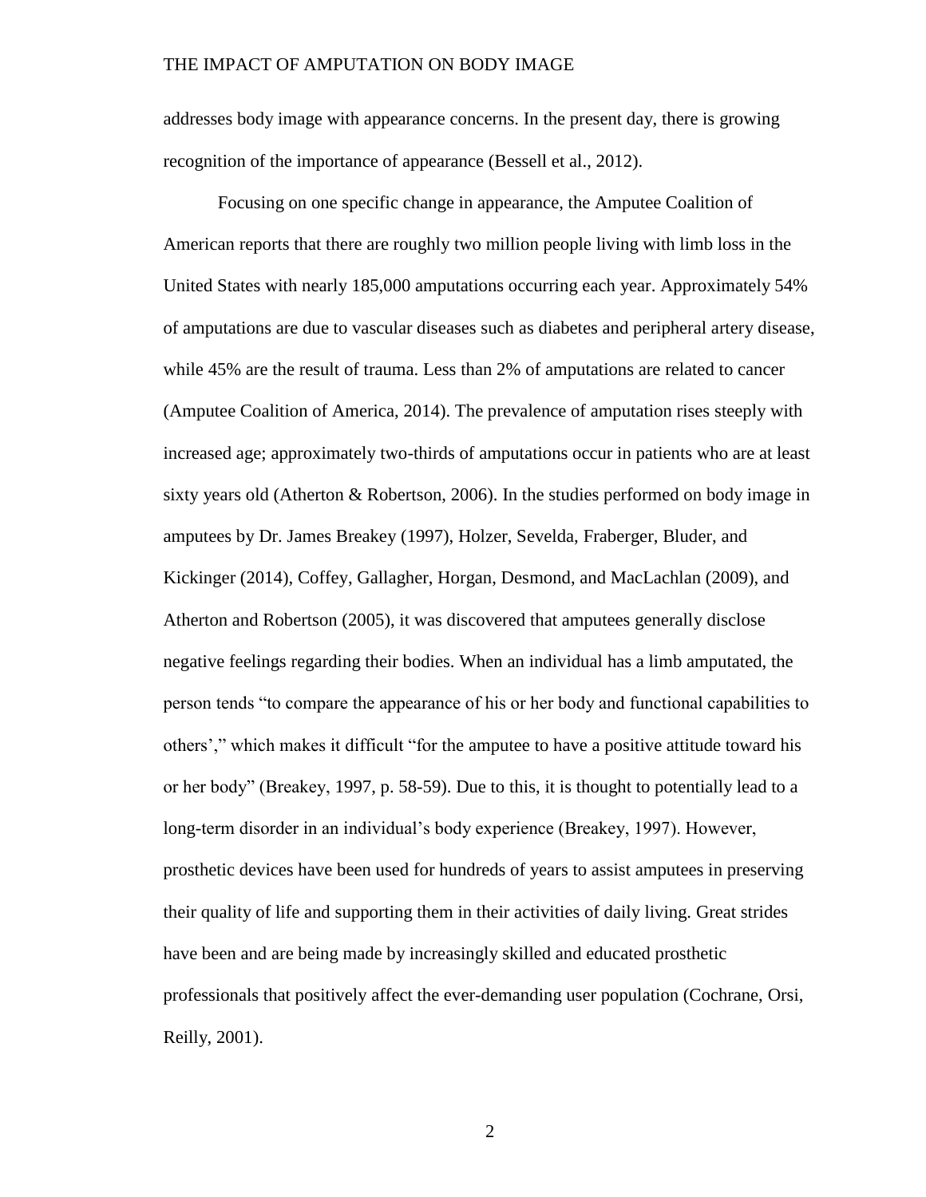addresses body image with appearance concerns. In the present day, there is growing recognition of the importance of appearance (Bessell et al., 2012).

Focusing on one specific change in appearance, the Amputee Coalition of American reports that there are roughly two million people living with limb loss in the United States with nearly 185,000 amputations occurring each year. Approximately 54% of amputations are due to vascular diseases such as diabetes and peripheral artery disease, while 45% are the result of trauma. Less than 2% of amputations are related to cancer (Amputee Coalition of America, 2014). The prevalence of amputation rises steeply with increased age; approximately two-thirds of amputations occur in patients who are at least sixty years old (Atherton & Robertson, 2006). In the studies performed on body image in amputees by Dr. James Breakey (1997), Holzer, Sevelda, Fraberger, Bluder, and Kickinger (2014), Coffey, Gallagher, Horgan, Desmond, and MacLachlan (2009), and Atherton and Robertson (2005), it was discovered that amputees generally disclose negative feelings regarding their bodies. When an individual has a limb amputated, the person tends "to compare the appearance of his or her body and functional capabilities to others'," which makes it difficult "for the amputee to have a positive attitude toward his or her body" (Breakey, 1997, p. 58-59). Due to this, it is thought to potentially lead to a long-term disorder in an individual's body experience (Breakey, 1997). However, prosthetic devices have been used for hundreds of years to assist amputees in preserving their quality of life and supporting them in their activities of daily living. Great strides have been and are being made by increasingly skilled and educated prosthetic professionals that positively affect the ever-demanding user population (Cochrane, Orsi, Reilly, 2001).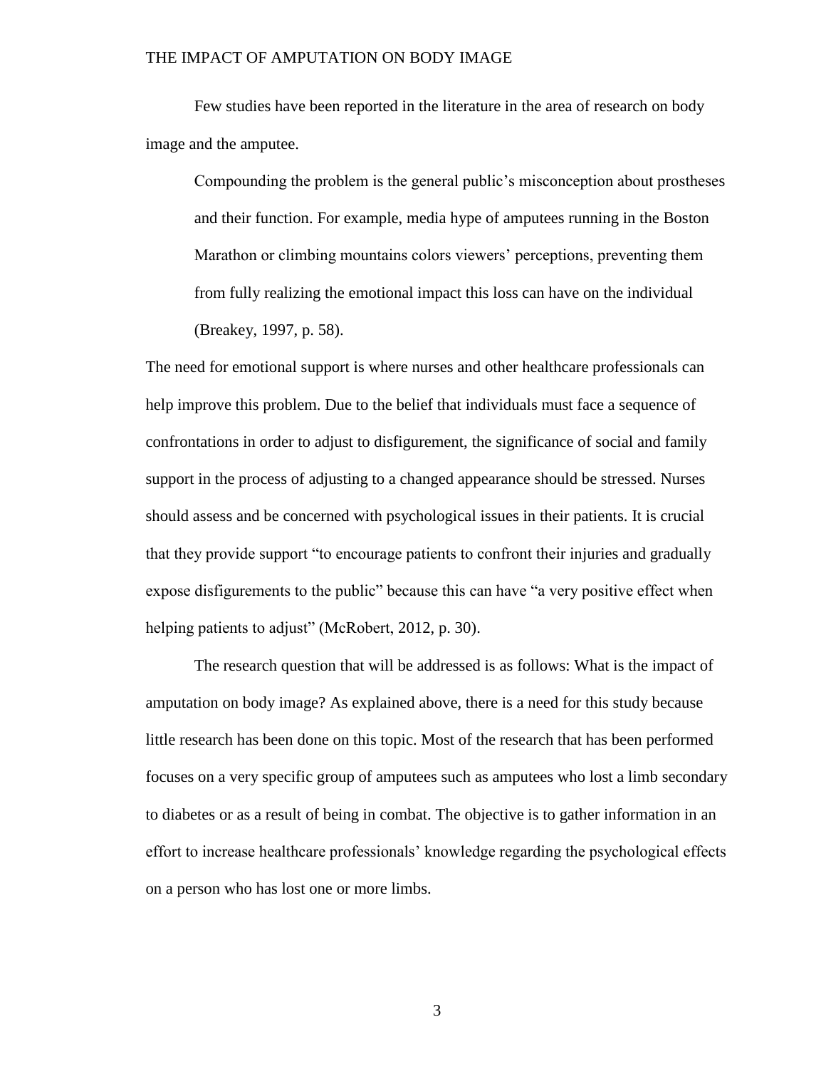Few studies have been reported in the literature in the area of research on body image and the amputee.

> Compounding the problem is the general public's misconception about prostheses and their function. For example, media hype of amputees running in the Boston Marathon or climbing mountains colors viewers' perceptions, preventing them from fully realizing the emotional impact this loss can have on the individual (Breakey, 1997, p. 58).

The need for emotional support is where nurses and other healthcare professionals can help improve this problem. Due to the belief that individuals must face a sequence of confrontations in order to adjust to disfigurement, the significance of social and family support in the process of adjusting to a changed appearance should be stressed. Nurses should assess and be concerned with psychological issues in their patients. It is crucial that they provide support "to encourage patients to confront their injuries and gradually expose disfigurements to the public" because this can have "a very positive effect when helping patients to adjust" (McRobert, 2012, p. 30).

The research question that will be addressed is as follows: What is the impact of amputation on body image? As explained above, there is a need for this study because little research has been done on this topic. Most of the research that has been performed focuses on a very specific group of amputees such as amputees who lost a limb secondary to diabetes or as a result of being in combat. The objective is to gather information in an effort to increase healthcare professionals' knowledge regarding the psychological effects on a person who has lost one or more limbs.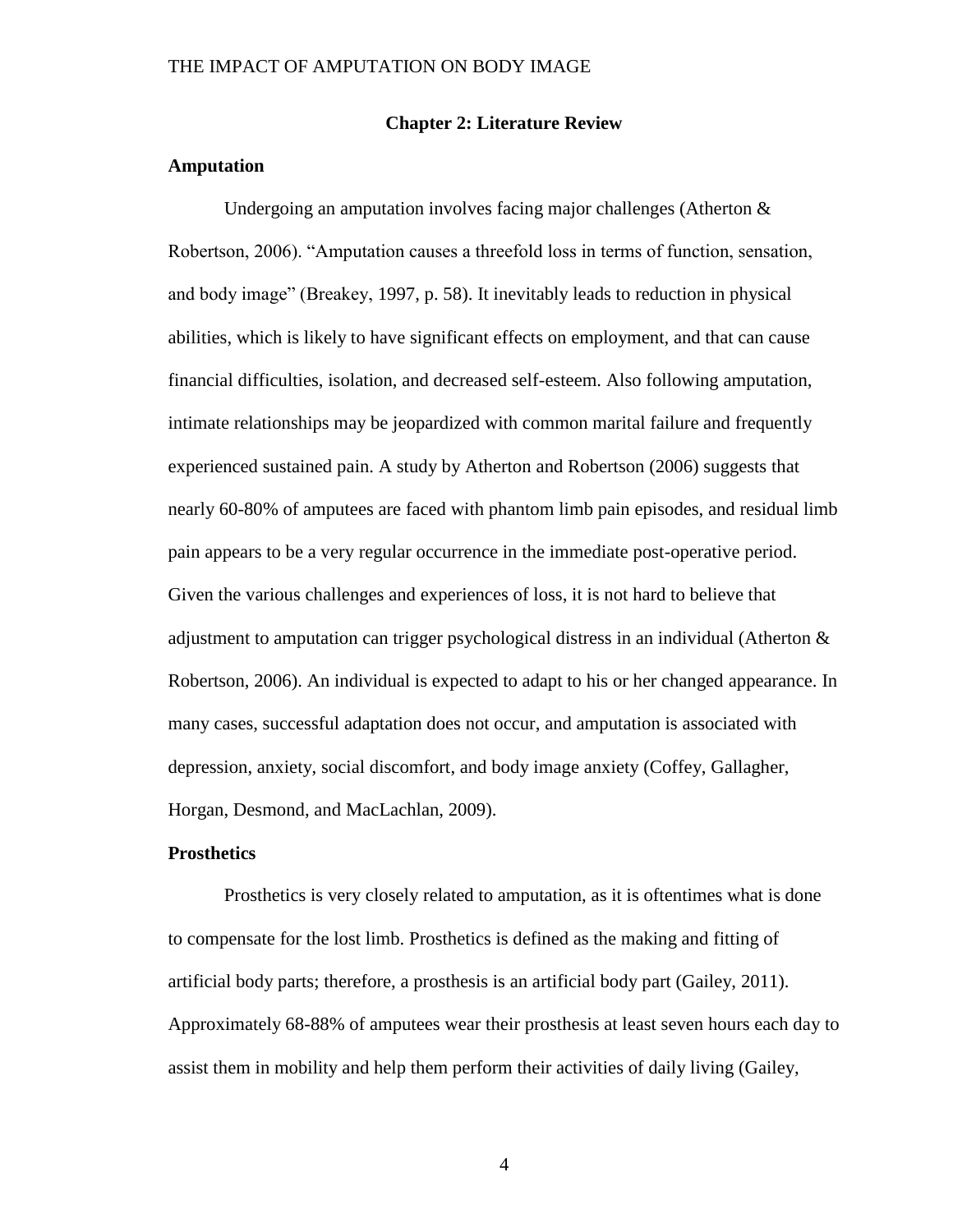## Chapter 2: Literature Review

### Amputation

Undergoing an amputation involves facing major challenges (Atherton & Robertson, 2006). "Amputation causes a threefold loss in terms of function, sensation, and body image" (Breakey, 1997, p. 58). It inevitably leads to reduction in physical abilities, which is likely to have significant effects on employment, and that can cause financial difficulties, isolation, and decreased self-esteem. Also following amputation, intimate relationships may be jeopardized with common marital failure and frequently experienced sustained pain. A study by Atherton and Robertson (2006) suggests that nearly 60-80% of amputees are faced with phantom limb pain episodes, and residual limb pain appears to be a very regular occurrence in the immediate post-operative period. Given the various challenges and experiences of loss, it is not hard to believe that adjustment to amputation can trigger psychological distress in an individual (Atherton & Robertson, 2006). An individual is expected to adapt to his or her changed appearance. In many cases, successful adaptation does not occur, and amputation is associated with depression, anxiety, social discomfort, and body image anxiety (Coffey, Gallagher, Horgan, Desmond, and MacLachlan, 2009).

### Prosthetics

Prosthetics is very closely related to amputation, as it is oftentimes what is done to compensate for the lost limb. Prosthetics is defined as the making and fitting of artificial body parts; therefore, a prosthesis is an artificial body part (Gailey, 2011). Approximately 68-88% of amputees wear their prosthesis at least seven hours each day to assist them in mobility and help them perform their activities of daily living (Gailey,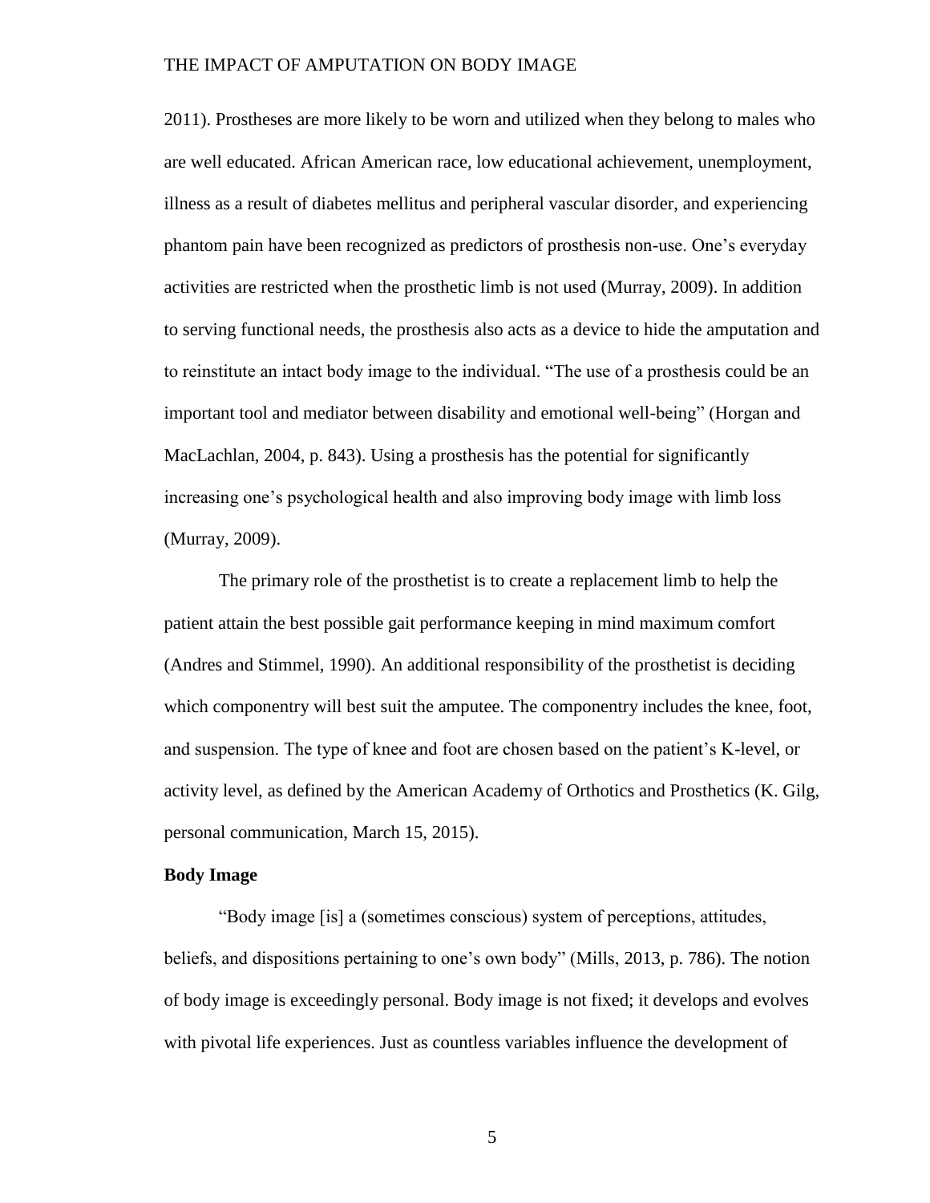2011). Prostheses are more likely to be worn and utilized when they belong to males who are well educated. African American race, low educational achievement, unemployment, illness as a result of diabetes mellitus and peripheral vascular disorder, and experiencing phantom pain have been recognized as predictors of prosthesis non-use. One's everyday activities are restricted when the prosthetic limb is not used (Murray, 2009). In addition to serving functional needs, the prosthesis also acts as a device to hide the amputation and to reinstitute an intact body image to the individual. "The use of a prosthesis could be an important tool and mediator between disability and emotional well-being" (Horgan and MacLachlan, 2004, p. 843). Using a prosthesis has the potential for significantly increasing one's psychological health and also improving body image with limb loss (Murray, 2009).

The primary role of the prosthetist is to create a replacement limb to help the patient attain the best possible gait performance keeping in mind maximum comfort (Andres and Stimmel, 1990). An additional responsibility of the prosthetist is deciding which componentry will best suit the amputee. The componentry includes the knee, foot, and suspension. The type of knee and foot are chosen based on the patient's K-level, or activity level, as defined by the American Academy of Orthotics and Prosthetics (K. Gilg, personal communication, March 15, 2015).

**Body Image**

"Body image [is] a (sometimes conscious) system of perceptions, attitudes, beliefs, and dispositions pertaining to one's own body" (Mills, 2013, p. 786). The notion of body image is exceedingly personal. Body image is not fixed; it develops and evolves with pivotal life experiences. Just as countless variables influence the development of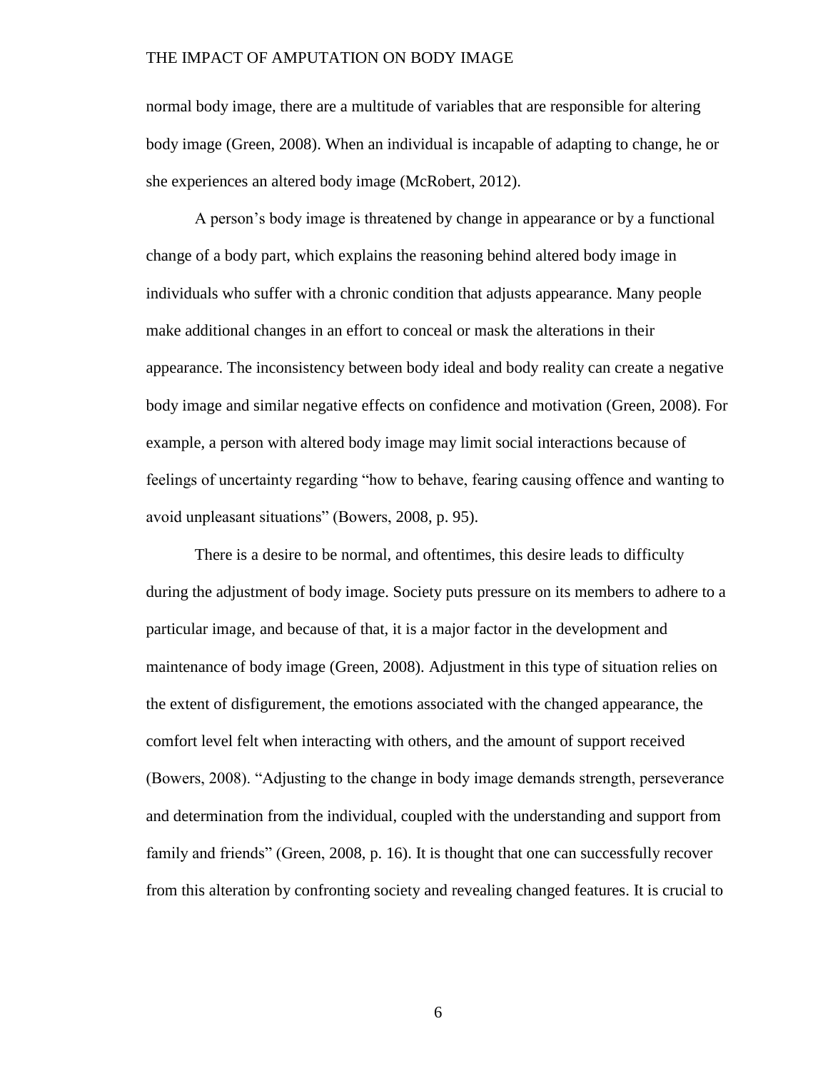normal body image, there are a multitude of variables that are responsible for altering body image (Green, 2008). When an individual is incapable of adapting to change, he or she experiences an altered body image (McRobert, 2012).

A person's body image is threatened by change in appearance or by a functional change of a body part, which explains the reasoning behind altered body image in individuals who suffer with a chronic condition that adjusts appearance. Many people make additional changes in an effort to conceal or mask the alterations in their appearance. The inconsistency between body ideal and body reality can create a negative body image and similar negative effects on confidence and motivation (Green, 2008). For example, a person with altered body image may limit social interactions because of feelings of uncertainty regarding "how to behave, fearing causing offence and wanting to avoid unpleasant situations" (Bowers, 2008, p. 95).

There is a desire to be normal, and oftentimes, this desire leads to difficulty during the adjustment of body image. Society puts pressure on its members to adhere to a particular image, and because of that, it is a major factor in the development and maintenance of body image (Green, 2008). Adjustment in this type of situation relies on the extent of disfigurement, the emotions associated with the changed appearance, the comfort level felt when interacting with others, and the amount of support received (Bowers, 2008). "Adjusting to the change in body image demands strength, perseverance and determination from the individual, coupled with the understanding and support from family and friends" (Green, 2008, p. 16). It is thought that one can successfully recover from this alteration by confronting society and revealing changed features. It is crucial to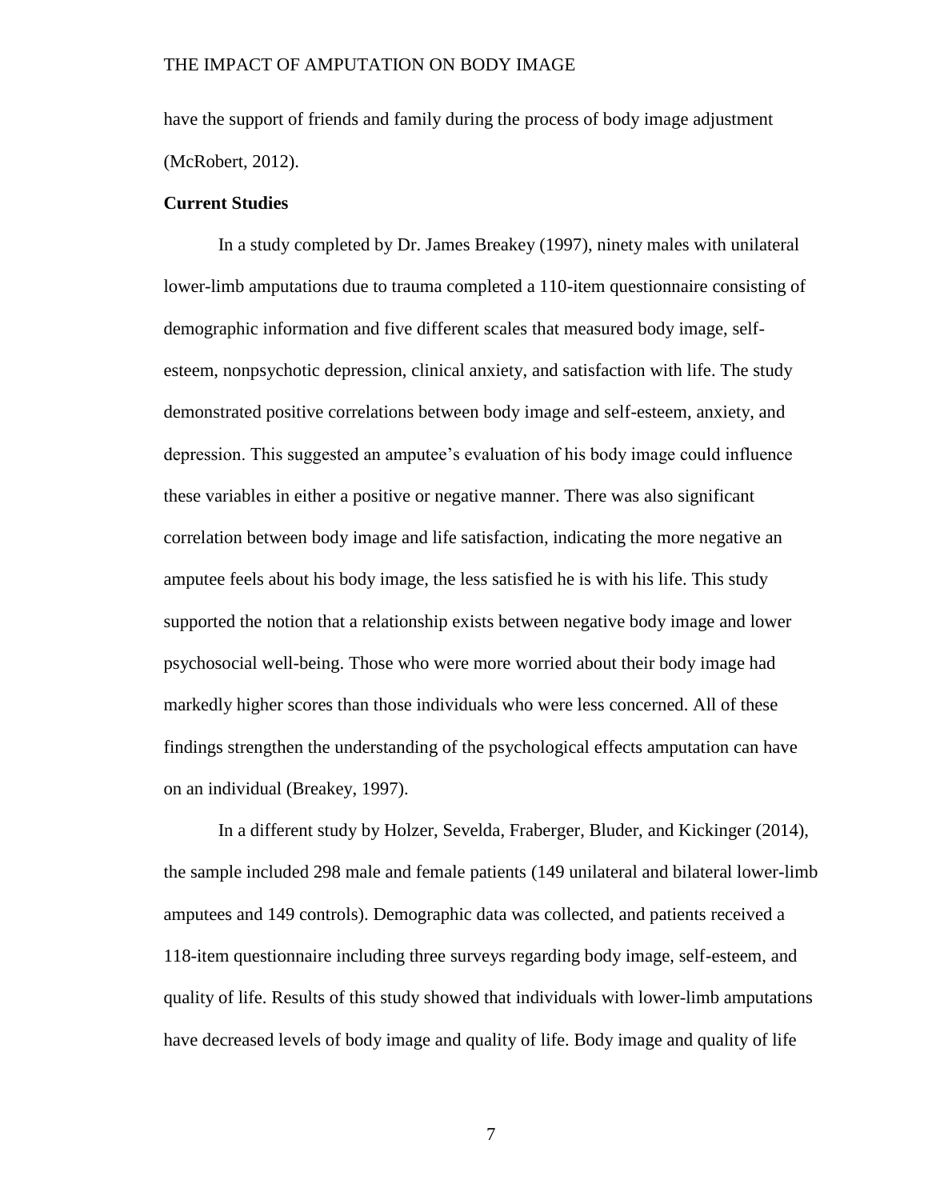have the support of friends and family during the process of body image adjustment (McRobert, 2012).

**Current Studies**

In a study completed by Dr. James Breakey (1997), ninety males with unilateral lower-limb amputations due to trauma completed a 110-item questionnaire consisting of demographic information and five different scales that measured body image, self-esteem, nonpsychotic depression, clinical anxiety, and satisfaction with life. The study demonstrated positive correlations between body image and self-esteem, anxiety, and depression. This suggested an amputee's evaluation of his body image could influence these variables in either a positive or negative manner. There was also significant correlation between body image and life satisfaction, indicating the more negative an amputee feels about his body image, the less satisfied he is with his life. This study supported the notion that a relationship exists between negative body image and lower psychosocial well-being. Those who were more worried about their body image had markedly higher scores than those individuals who were less concerned. All of these findings strengthen the understanding of the psychological effects amputation can have on an individual (Breakey, 1997).

In a different study by Holzer, Sevelda, Fraberger, Bluder, and Kickinger (2014), the sample included 298 male and female patients (149 unilateral and bilateral lower-limb amputees and 149 controls). Demographic data was collected, and patients received a 118-item questionnaire including three surveys regarding body image, self-esteem, and quality of life. Results of this study showed that individuals with lower-limb amputations have decreased levels of body image and quality of life. Body image and quality of life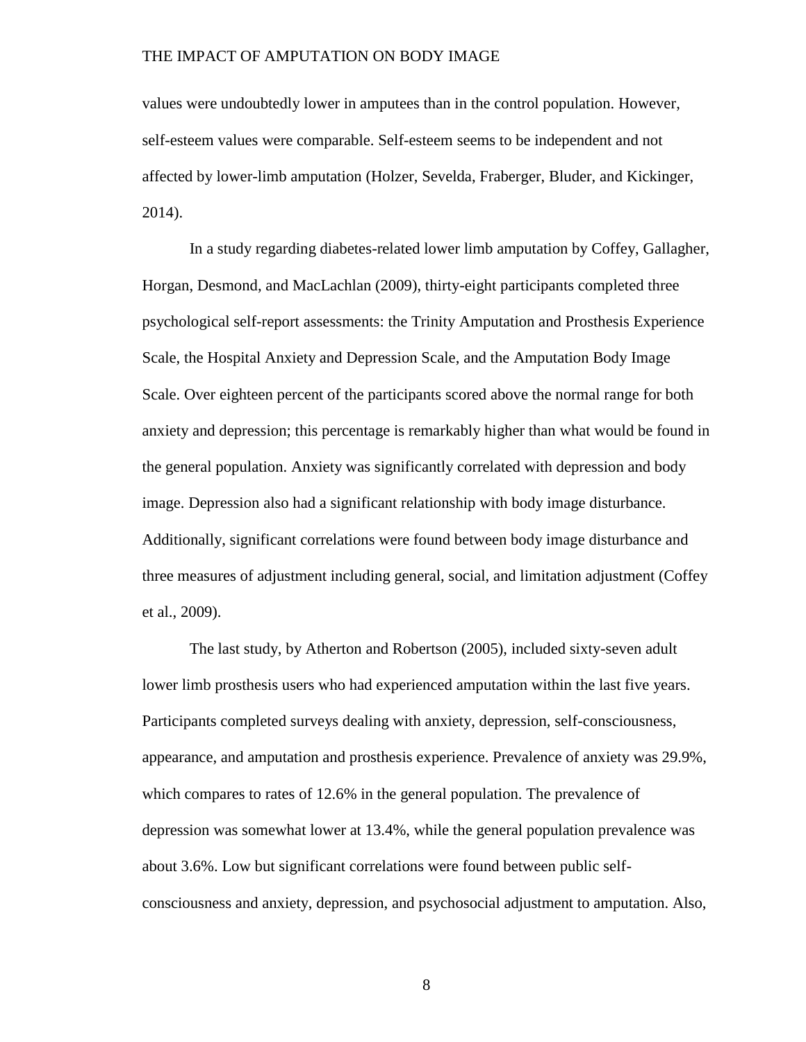values were undoubtedly lower in amputees than in the control population. However, self-esteem values were comparable. Self-esteem seems to be independent and not affected by lower-limb amputation (Holzer, Sevelda, Fraberger, Bluder, and Kickinger, 2014).

In a study regarding diabetes-related lower limb amputation by Coffey, Gallagher, Horgan, Desmond, and MacLachlan (2009), thirty-eight participants completed three psychological self-report assessments: the Trinity Amputation and Prosthesis Experience Scale, the Hospital Anxiety and Depression Scale, and the Amputation Body Image Scale. Over eighteen percent of the participants scored above the normal range for both anxiety and depression; this percentage is remarkably higher than what would be found in the general population. Anxiety was significantly correlated with depression and body image. Depression also had a significant relationship with body image disturbance. Additionally, significant correlations were found between body image disturbance and three measures of adjustment including general, social, and limitation adjustment (Coffey et al., 2009).

The last study, by Atherton and Robertson (2005), included sixty-seven adult lower limb prosthesis users who had experienced amputation within the last five years. Participants completed surveys dealing with anxiety, depression, self-consciousness, appearance, and amputation and prosthesis experience. Prevalence of anxiety was 29.9%, which compares to rates of 12.6% in the general population. The prevalence of depression was somewhat lower at 13.4%, while the general population prevalence was about 3.6%. Low but significant correlations were found between public self-consciousness and anxiety, depression, and psychosocial adjustment to amputation. Also,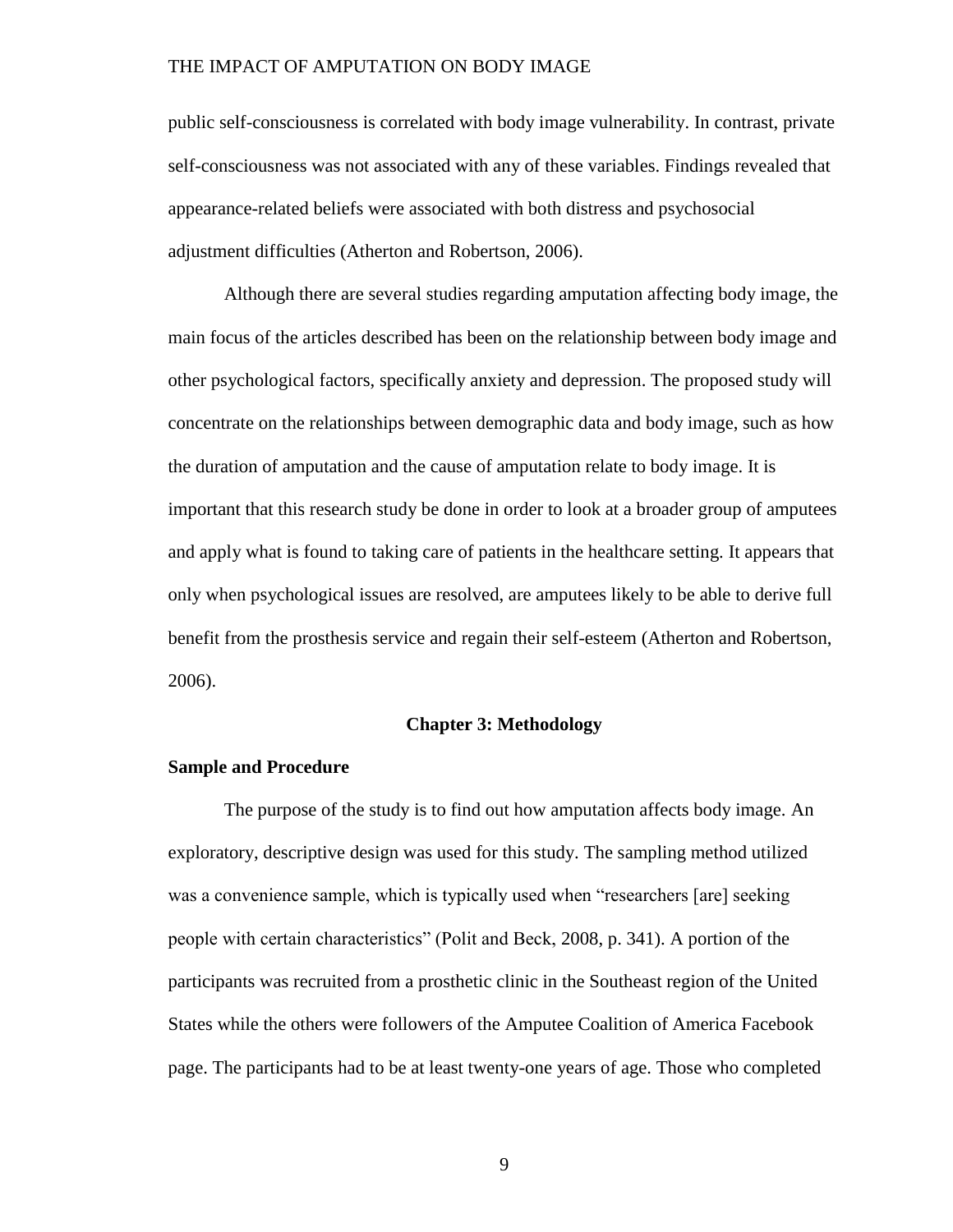public self-consciousness is correlated with body image vulnerability. In contrast, private self-consciousness was not associated with any of these variables. Findings revealed that appearance-related beliefs were associated with both distress and psychosocial adjustment difficulties (Atherton and Robertson, 2006).

Although there are several studies regarding amputation affecting body image, the main focus of the articles described has been on the relationship between body image and other psychological factors, specifically anxiety and depression. The proposed study will concentrate on the relationships between demographic data and body image, such as how the duration of amputation and the cause of amputation relate to body image. It is important that this research study be done in order to look at a broader group of amputees and apply what is found to taking care of patients in the healthcare setting. It appears that only when psychological issues are resolved, are amputees likely to be able to derive full benefit from the prosthesis service and regain their self-esteem (Atherton and Robertson, 2006).

## Chapter 3: Methodology

### Sample and Procedure

The purpose of the study is to find out how amputation affects body image. An exploratory, descriptive design was used for this study. The sampling method utilized was a convenience sample, which is typically used when "researchers [are] seeking people with certain characteristics" (Polit and Beck, 2008, p. 341). A portion of the participants was recruited from a prosthetic clinic in the Southeast region of the United States while the others were followers of the Amputee Coalition of America Facebook page. The participants had to be at least twenty-one years of age. Those who completed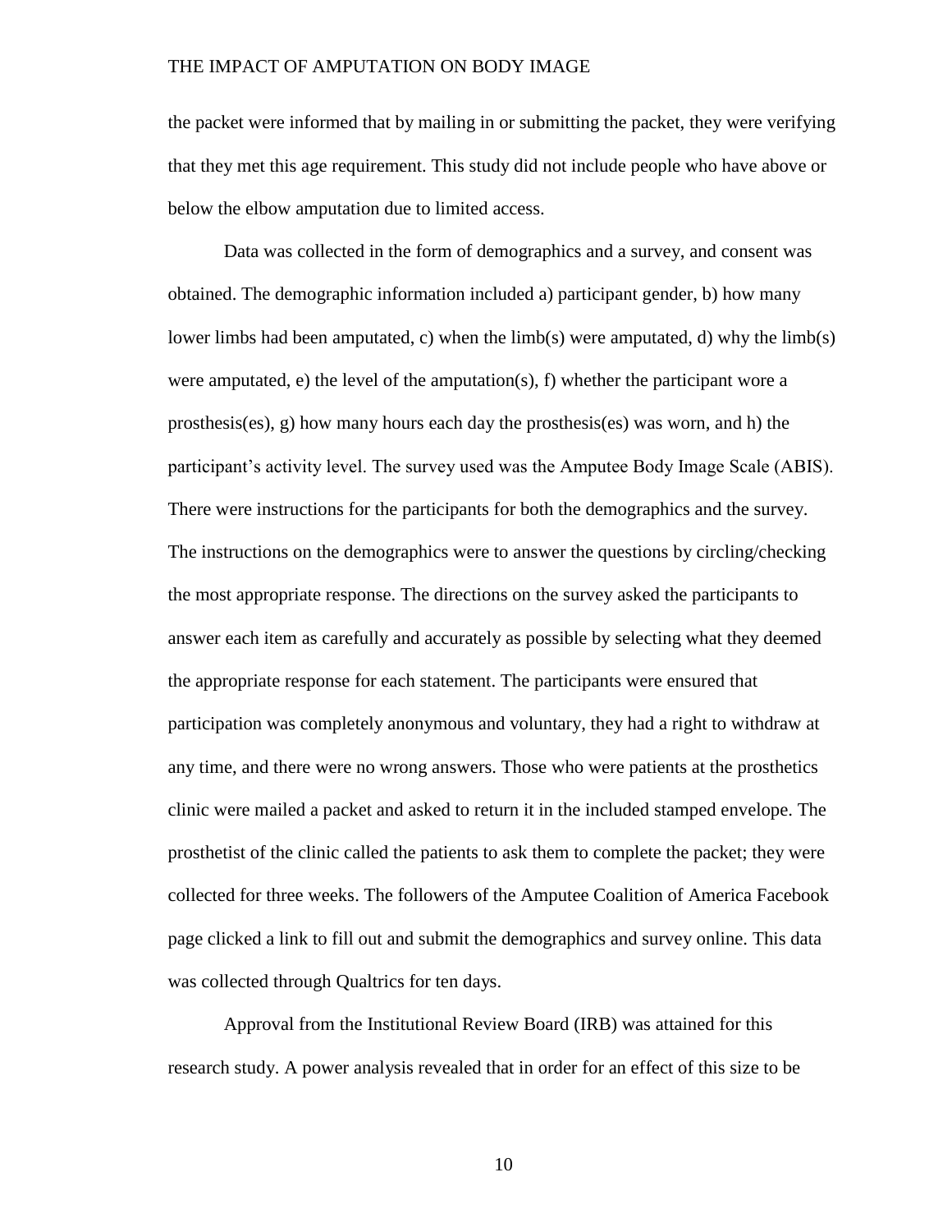the packet were informed that by mailing in or submitting the packet, they were verifying that they met this age requirement. This study did not include people who have above or below the elbow amputation due to limited access.

Data was collected in the form of demographics and a survey, and consent was obtained. The demographic information included a) participant gender, b) how many lower limbs had been amputated, c) when the limb(s) were amputated, d) why the limb(s) were amputated, e) the level of the amputation(s), f) whether the participant wore a prosthesis(es), g) how many hours each day the prosthesis(es) was worn, and h) the participant's activity level. The survey used was the Amputee Body Image Scale (ABIS). There were instructions for the participants for both the demographics and the survey. The instructions on the demographics were to answer the questions by circling/checking the most appropriate response. The directions on the survey asked the participants to answer each item as carefully and accurately as possible by selecting what they deemed the appropriate response for each statement. The participants were ensured that participation was completely anonymous and voluntary, they had a right to withdraw at any time, and there were no wrong answers. Those who were patients at the prosthetics clinic were mailed a packet and asked to return it in the included stamped envelope. The prosthetist of the clinic called the patients to ask them to complete the packet; they were collected for three weeks. The followers of the Amputee Coalition of America Facebook page clicked a link to fill out and submit the demographics and survey online. This data was collected through Qualtrics for ten days.

Approval from the Institutional Review Board (IRB) was attained for this research study. A power analysis revealed that in order for an effect of this size to be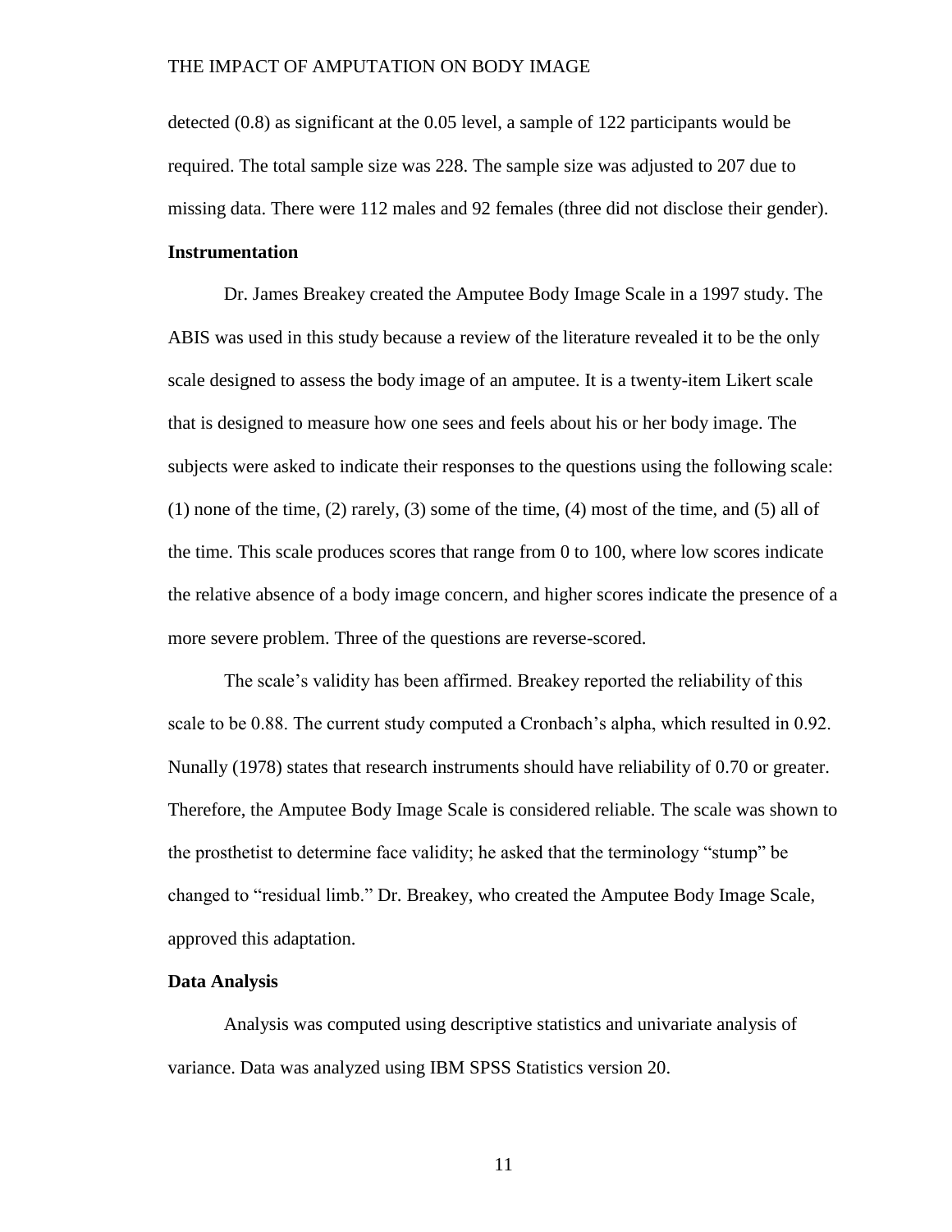detected (0.8) as significant at the 0.05 level, a sample of 122 participants would be required. The total sample size was 228. The sample size was adjusted to 207 due to missing data. There were 112 males and 92 females (three did not disclose their gender).

### Instrumentation

Dr. James Breakey created the Amputee Body Image Scale in a 1997 study. The ABIS was used in this study because a review of the literature revealed it to be the only scale designed to assess the body image of an amputee. It is a twenty-item Likert scale that is designed to measure how one sees and feels about his or her body image. The subjects were asked to indicate their responses to the questions using the following scale: (1) none of the time, (2) rarely, (3) some of the time, (4) most of the time, and (5) all of the time. This scale produces scores that range from 0 to 100, where low scores indicate the relative absence of a body image concern, and higher scores indicate the presence of a more severe problem. Three of the questions are reverse-scored.

The scale's validity has been affirmed. Breakey reported the reliability of this scale to be 0.88. The current study computed a Cronbach's alpha, which resulted in 0.92. Nunally (1978) states that research instruments should have reliability of 0.70 or greater. Therefore, the Amputee Body Image Scale is considered reliable. The scale was shown to the prosthetist to determine face validity; he asked that the terminology "stump" be changed to "residual limb." Dr. Breakey, who created the Amputee Body Image Scale, approved this adaptation.

### Data Analysis

Analysis was computed using descriptive statistics and univariate analysis of variance. Data was analyzed using IBM SPSS Statistics version 20.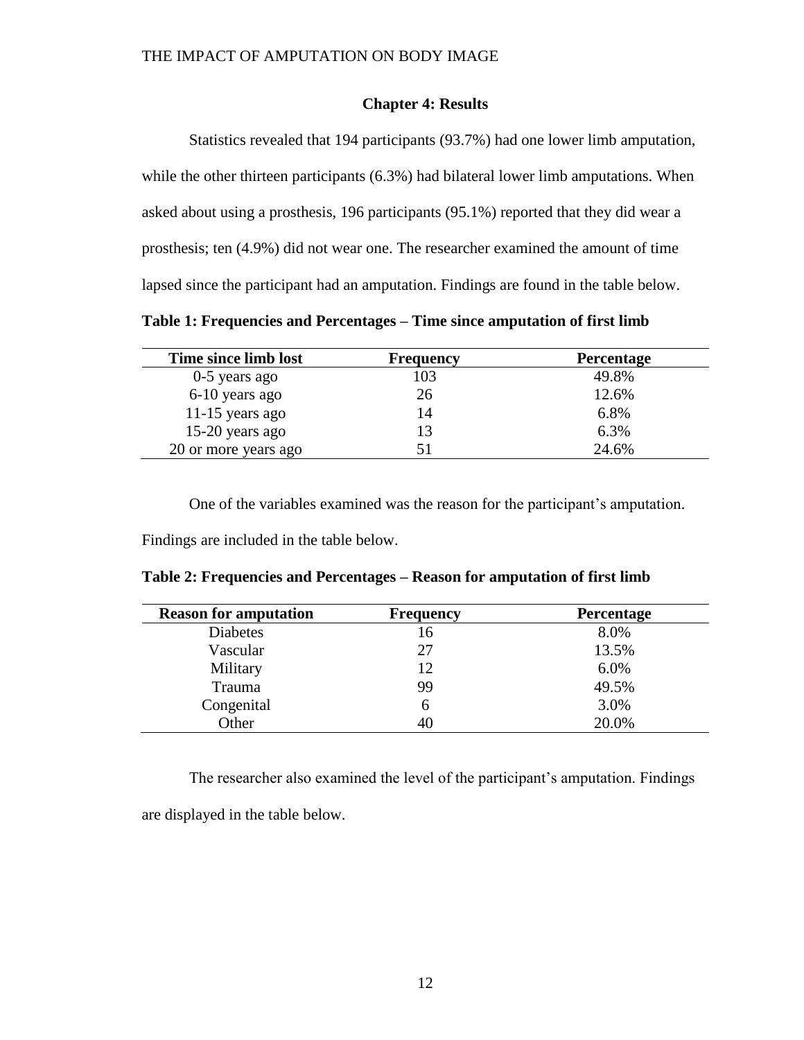## Chapter 4: Results

Statistics revealed that 194 participants (93.7%) had one lower limb amputation, while the other thirteen participants (6.3%) had bilateral lower limb amputations. When asked about using a prosthesis, 196 participants (95.1%) reported that they did wear a prosthesis; ten (4.9%) did not wear one. The researcher examined the amount of time lapsed since the participant had an amputation. Findings are found in the table below.

**Table 1: Frequencies and Percentages – Time since amputation of first limb**

| Time since limb lost | Frequency | Percentage |
|---|---|---|
| 0-5 years ago | 103 | 49.8% |
| 6-10 years ago | 26 | 12.6% |
| 11-15 years ago | 14 | 6.8% |
| 15-20 years ago | 13 | 6.3% |
| 20 or more years ago | 51 | 24.6% |

One of the variables examined was the reason for the participant's amputation. Findings are included in the table below.

**Table 2: Frequencies and Percentages – Reason for amputation of first limb**

| Reason for amputation | Frequency | Percentage |
|---|---|---|
| Diabetes | 16 | 8.0% |
| Vascular | 27 | 13.5% |
| Military | 12 | 6.0% |
| Trauma | 99 | 49.5% |
| Congenital | 6 | 3.0% |
| Other | 40 | 20.0% |

The researcher also examined the level of the participant's amputation. Findings are displayed in the table below.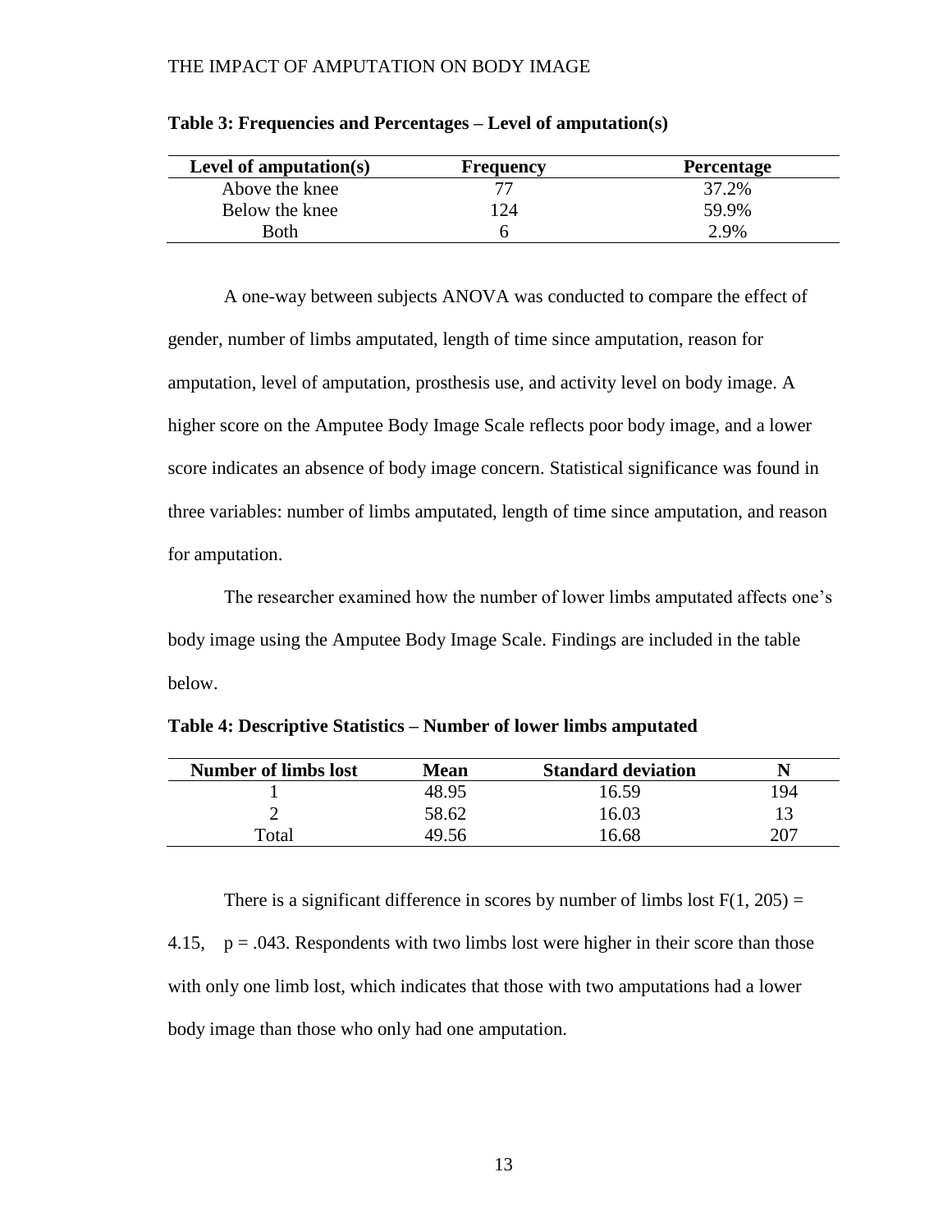**Table 3: Frequencies and Percentages – Level of amputation(s)**

| Level of amputation(s) | Frequency | Percentage |
|---|---|---|
| Above the knee | 77 | 37.2% |
| Below the knee | 124 | 59.9% |
| Both | 6 | 2.9% |

A one-way between subjects ANOVA was conducted to compare the effect of gender, number of limbs amputated, length of time since amputation, reason for amputation, level of amputation, prosthesis use, and activity level on body image. A higher score on the Amputee Body Image Scale reflects poor body image, and a lower score indicates an absence of body image concern. Statistical significance was found in three variables: number of limbs amputated, length of time since amputation, and reason for amputation.

The researcher examined how the number of lower limbs amputated affects one's body image using the Amputee Body Image Scale. Findings are included in the table below.

**Table 4: Descriptive Statistics – Number of lower limbs amputated**

| Number of limbs lost | Mean | Standard deviation | N |
|---|---|---|---|
| 1 | 48.95 | 16.59 | 194 |
| 2 | 58.62 | 16.03 | 13 |
| Total | 49.56 | 16.68 | 207 |

There is a significant difference in scores by number of limbs lost $F(1, 205) = 4.15$, $p = .043$. Respondents with two limbs lost were higher in their score than those with only one limb lost, which indicates that those with two amputations had a lower body image than those who only had one amputation.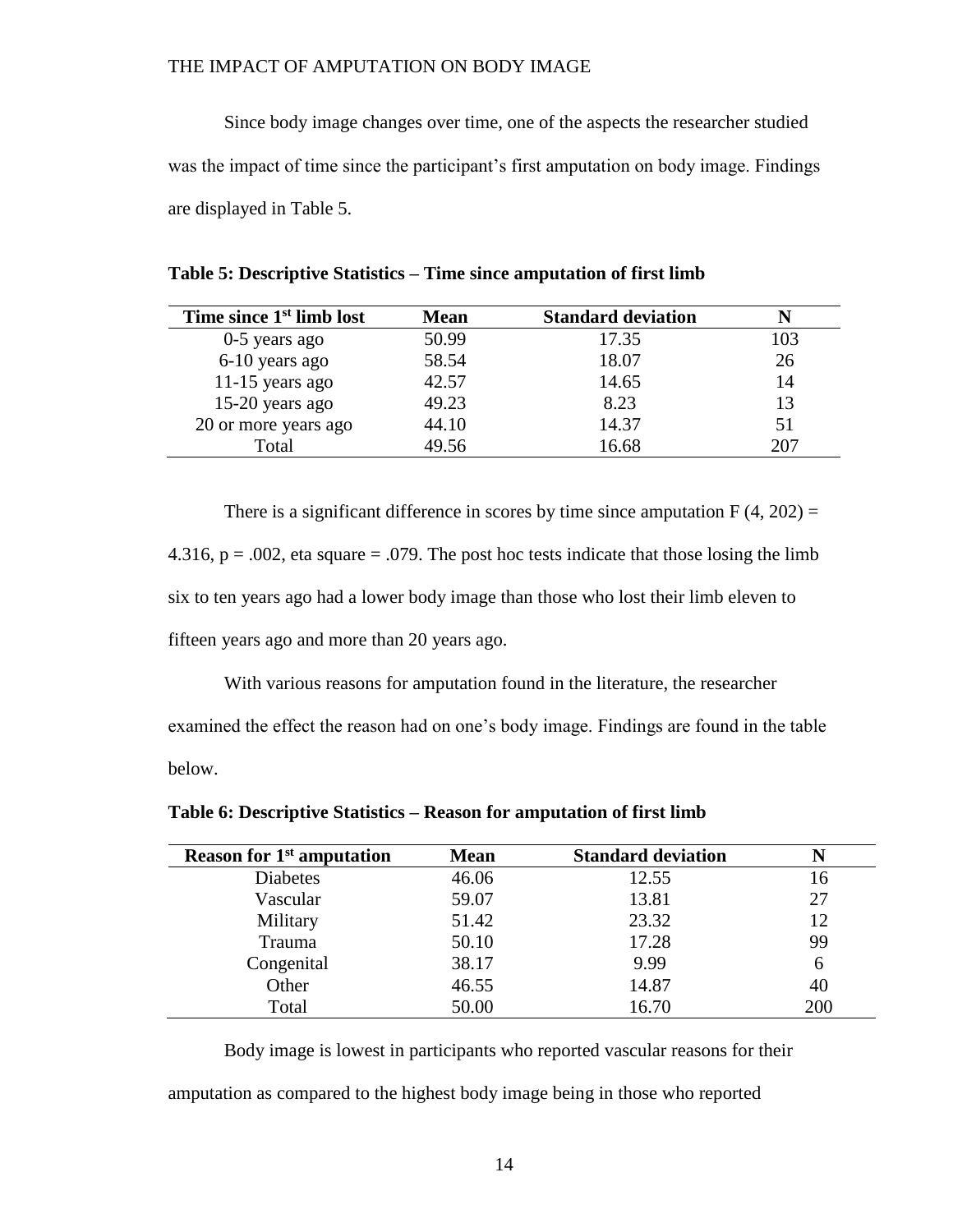Since body image changes over time, one of the aspects the researcher studied was the impact of time since the participant's first amputation on body image. Findings are displayed in Table 5.

**Table 5: Descriptive Statistics – Time since amputation of first limb**

| Time since 1st limb lost | Mean | Standard deviation | N |
|---|---|---|---|
| 0-5 years ago | 50.99 | 17.35 | 103 |
| 6-10 years ago | 58.54 | 18.07 | 26 |
| 11-15 years ago | 42.57 | 14.65 | 14 |
| 15-20 years ago | 49.23 | 8.23 | 13 |
| 20 or more years ago | 44.10 | 14.37 | 51 |
| Total | 49.56 | 16.68 | 207 |

There is a significant difference in scores by time since amputation $F(4, 202) = 4.316$, $p = .002$, eta square = .079. The post hoc tests indicate that those losing the limb six to ten years ago had a lower body image than those who lost their limb eleven to fifteen years ago and more than 20 years ago.

With various reasons for amputation found in the literature, the researcher examined the effect the reason had on one's body image. Findings are found in the table below.

**Table 6: Descriptive Statistics – Reason for amputation of first limb**

| Reason for 1st amputation | Mean | Standard deviation | N |
|---|---|---|---|
| Diabetes | 46.06 | 12.55 | 16 |
| Vascular | 59.07 | 13.81 | 27 |
| Military | 51.42 | 23.32 | 12 |
| Trauma | 50.10 | 17.28 | 99 |
| Congenital | 38.17 | 9.99 | 6 |
| Other | 46.55 | 14.87 | 40 |
| Total | 50.00 | 16.70 | 200 |

Body image is lowest in participants who reported vascular reasons for their amputation as compared to the highest body image being in those who reported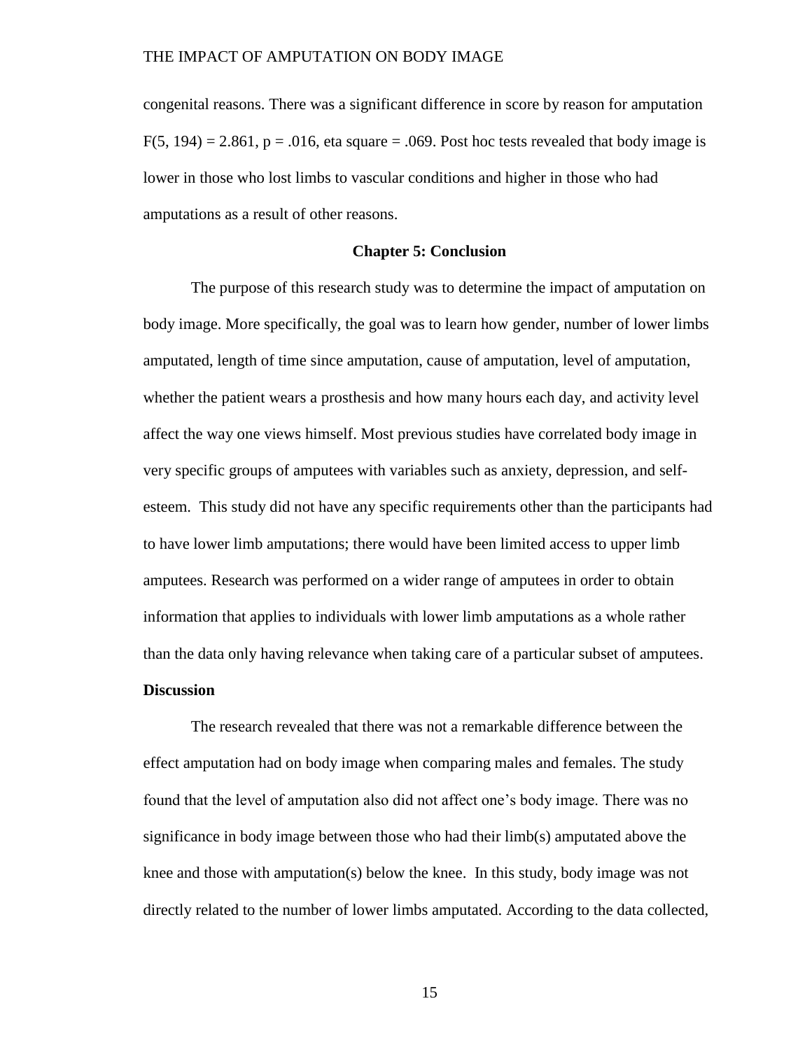congenital reasons. There was a significant difference in score by reason for amputation $F(5, 194) = 2.861$, $p = .016$, eta square = .069. Post hoc tests revealed that body image is lower in those who lost limbs to vascular conditions and higher in those who had amputations as a result of other reasons.

## Chapter 5: Conclusion

The purpose of this research study was to determine the impact of amputation on body image. More specifically, the goal was to learn how gender, number of lower limbs amputated, length of time since amputation, cause of amputation, level of amputation, whether the patient wears a prosthesis and how many hours each day, and activity level affect the way one views himself. Most previous studies have correlated body image in very specific groups of amputees with variables such as anxiety, depression, and self-esteem. This study did not have any specific requirements other than the participants had to have lower limb amputations; there would have been limited access to upper limb amputees. Research was performed on a wider range of amputees in order to obtain information that applies to individuals with lower limb amputations as a whole rather than the data only having relevance when taking care of a particular subset of amputees.

### Discussion

The research revealed that there was not a remarkable difference between the effect amputation had on body image when comparing males and females. The study found that the level of amputation also did not affect one's body image. There was no significance in body image between those who had their limb(s) amputated above the knee and those with amputation(s) below the knee. In this study, body image was not directly related to the number of lower limbs amputated. According to the data collected,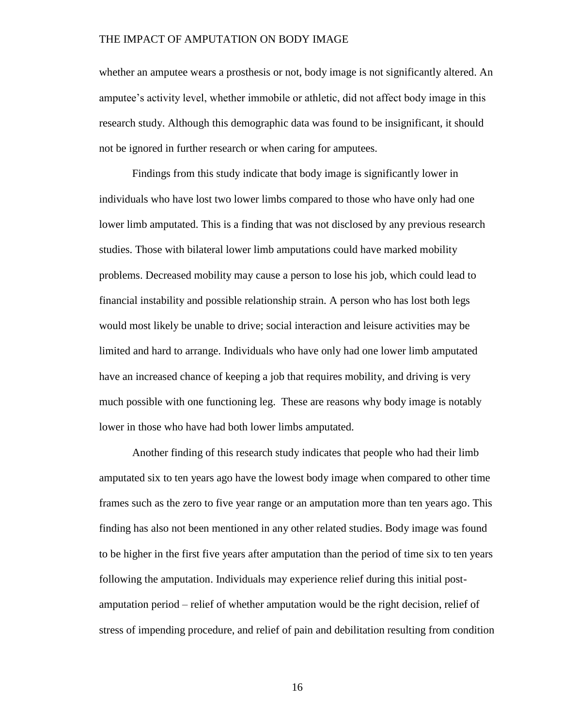whether an amputee wears a prosthesis or not, body image is not significantly altered. An amputee's activity level, whether immobile or athletic, did not affect body image in this research study. Although this demographic data was found to be insignificant, it should not be ignored in further research or when caring for amputees.

Findings from this study indicate that body image is significantly lower in individuals who have lost two lower limbs compared to those who have only had one lower limb amputated. This is a finding that was not disclosed by any previous research studies. Those with bilateral lower limb amputations could have marked mobility problems. Decreased mobility may cause a person to lose his job, which could lead to financial instability and possible relationship strain. A person who has lost both legs would most likely be unable to drive; social interaction and leisure activities may be limited and hard to arrange. Individuals who have only had one lower limb amputated have an increased chance of keeping a job that requires mobility, and driving is very much possible with one functioning leg. These are reasons why body image is notably lower in those who have had both lower limbs amputated.

Another finding of this research study indicates that people who had their limb amputated six to ten years ago have the lowest body image when compared to other time frames such as the zero to five year range or an amputation more than ten years ago. This finding has also not been mentioned in any other related studies. Body image was found to be higher in the first five years after amputation than the period of time six to ten years following the amputation. Individuals may experience relief during this initial post-amputation period – relief of whether amputation would be the right decision, relief of stress of impending procedure, and relief of pain and debilitation resulting from condition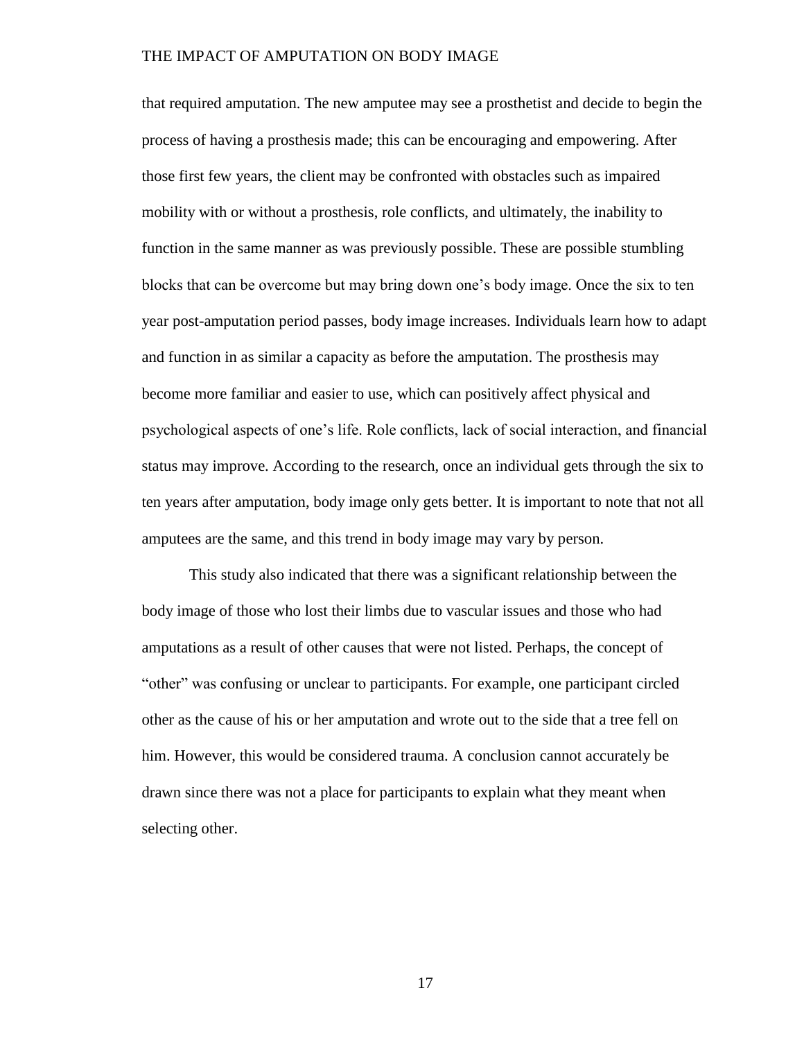that required amputation. The new amputee may see a prosthetist and decide to begin the process of having a prosthesis made; this can be encouraging and empowering. After those first few years, the client may be confronted with obstacles such as impaired mobility with or without a prosthesis, role conflicts, and ultimately, the inability to function in the same manner as was previously possible. These are possible stumbling blocks that can be overcome but may bring down one's body image. Once the six to ten year post-amputation period passes, body image increases. Individuals learn how to adapt and function in as similar a capacity as before the amputation. The prosthesis may become more familiar and easier to use, which can positively affect physical and psychological aspects of one's life. Role conflicts, lack of social interaction, and financial status may improve. According to the research, once an individual gets through the six to ten years after amputation, body image only gets better. It is important to note that not all amputees are the same, and this trend in body image may vary by person.

This study also indicated that there was a significant relationship between the body image of those who lost their limbs due to vascular issues and those who had amputations as a result of other causes that were not listed. Perhaps, the concept of "other" was confusing or unclear to participants. For example, one participant circled other as the cause of his or her amputation and wrote out to the side that a tree fell on him. However, this would be considered trauma. A conclusion cannot accurately be drawn since there was not a place for participants to explain what they meant when selecting other.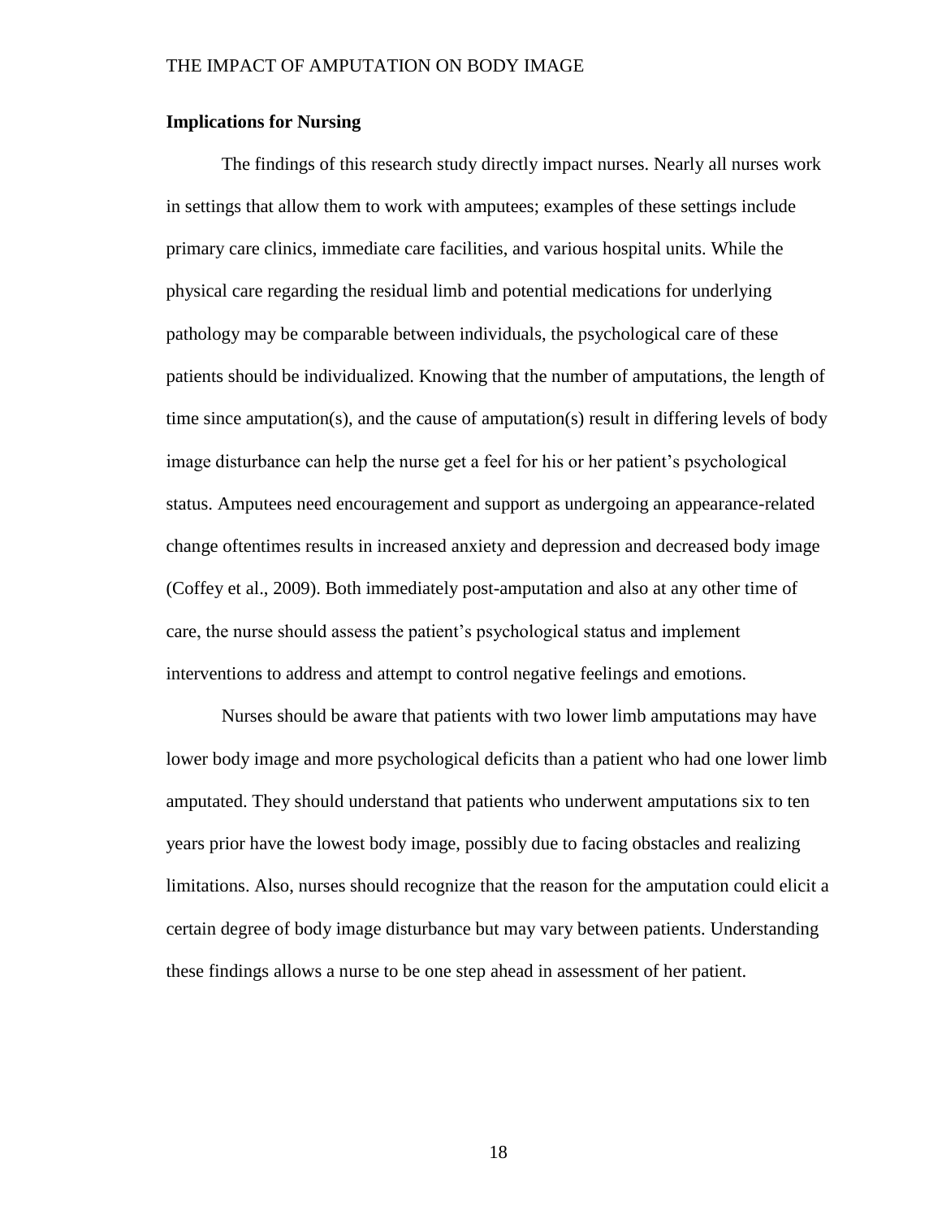## Implications for Nursing

The findings of this research study directly impact nurses. Nearly all nurses work in settings that allow them to work with amputees; examples of these settings include primary care clinics, immediate care facilities, and various hospital units. While the physical care regarding the residual limb and potential medications for underlying pathology may be comparable between individuals, the psychological care of these patients should be individualized. Knowing that the number of amputations, the length of time since amputation(s), and the cause of amputation(s) result in differing levels of body image disturbance can help the nurse get a feel for his or her patient's psychological status. Amputees need encouragement and support as undergoing an appearance-related change oftentimes results in increased anxiety and depression and decreased body image (Coffey et al., 2009). Both immediately post-amputation and also at any other time of care, the nurse should assess the patient's psychological status and implement interventions to address and attempt to control negative feelings and emotions.

Nurses should be aware that patients with two lower limb amputations may have lower body image and more psychological deficits than a patient who had one lower limb amputated. They should understand that patients who underwent amputations six to ten years prior have the lowest body image, possibly due to facing obstacles and realizing limitations. Also, nurses should recognize that the reason for the amputation could elicit a certain degree of body image disturbance but may vary between patients. Understanding these findings allows a nurse to be one step ahead in assessment of her patient.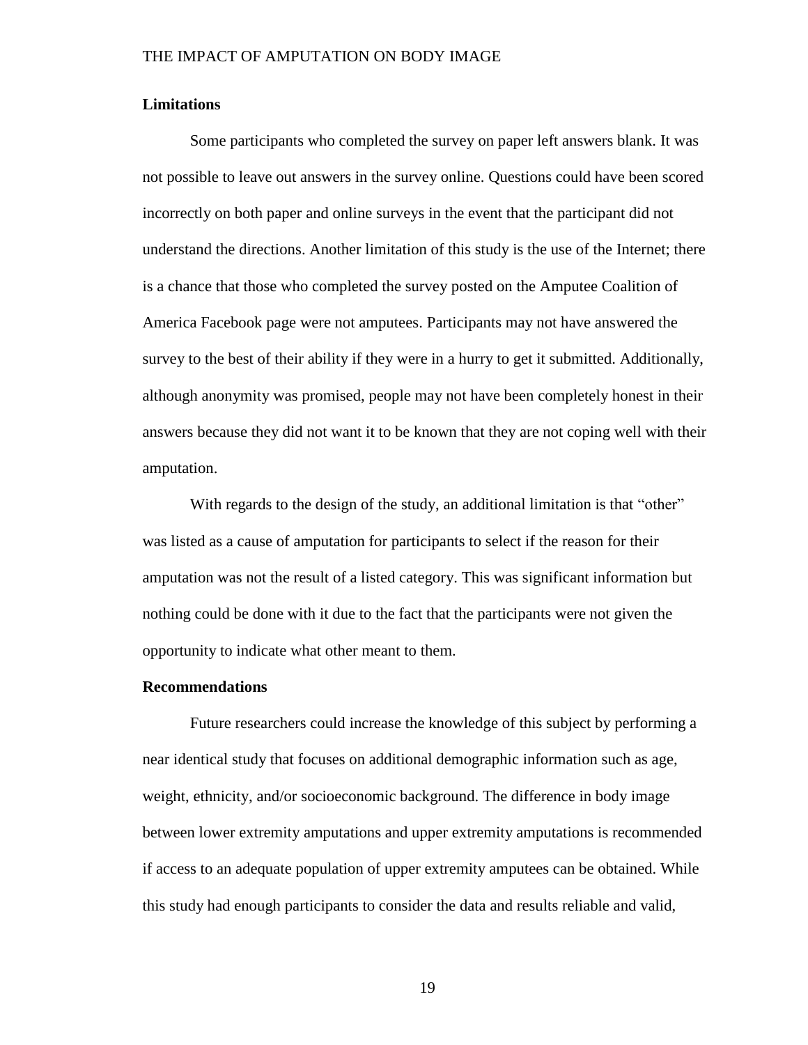**Limitations**

Some participants who completed the survey on paper left answers blank. It was not possible to leave out answers in the survey online. Questions could have been scored incorrectly on both paper and online surveys in the event that the participant did not understand the directions. Another limitation of this study is the use of the Internet; there is a chance that those who completed the survey posted on the Amputee Coalition of America Facebook page were not amputees. Participants may not have answered the survey to the best of their ability if they were in a hurry to get it submitted. Additionally, although anonymity was promised, people may not have been completely honest in their answers because they did not want it to be known that they are not coping well with their amputation.

With regards to the design of the study, an additional limitation is that "other" was listed as a cause of amputation for participants to select if the reason for their amputation was not the result of a listed category. This was significant information but nothing could be done with it due to the fact that the participants were not given the opportunity to indicate what other meant to them.

**Recommendations**

Future researchers could increase the knowledge of this subject by performing a near identical study that focuses on additional demographic information such as age, weight, ethnicity, and/or socioeconomic background. The difference in body image between lower extremity amputations and upper extremity amputations is recommended if access to an adequate population of upper extremity amputees can be obtained. While this study had enough participants to consider the data and results reliable and valid,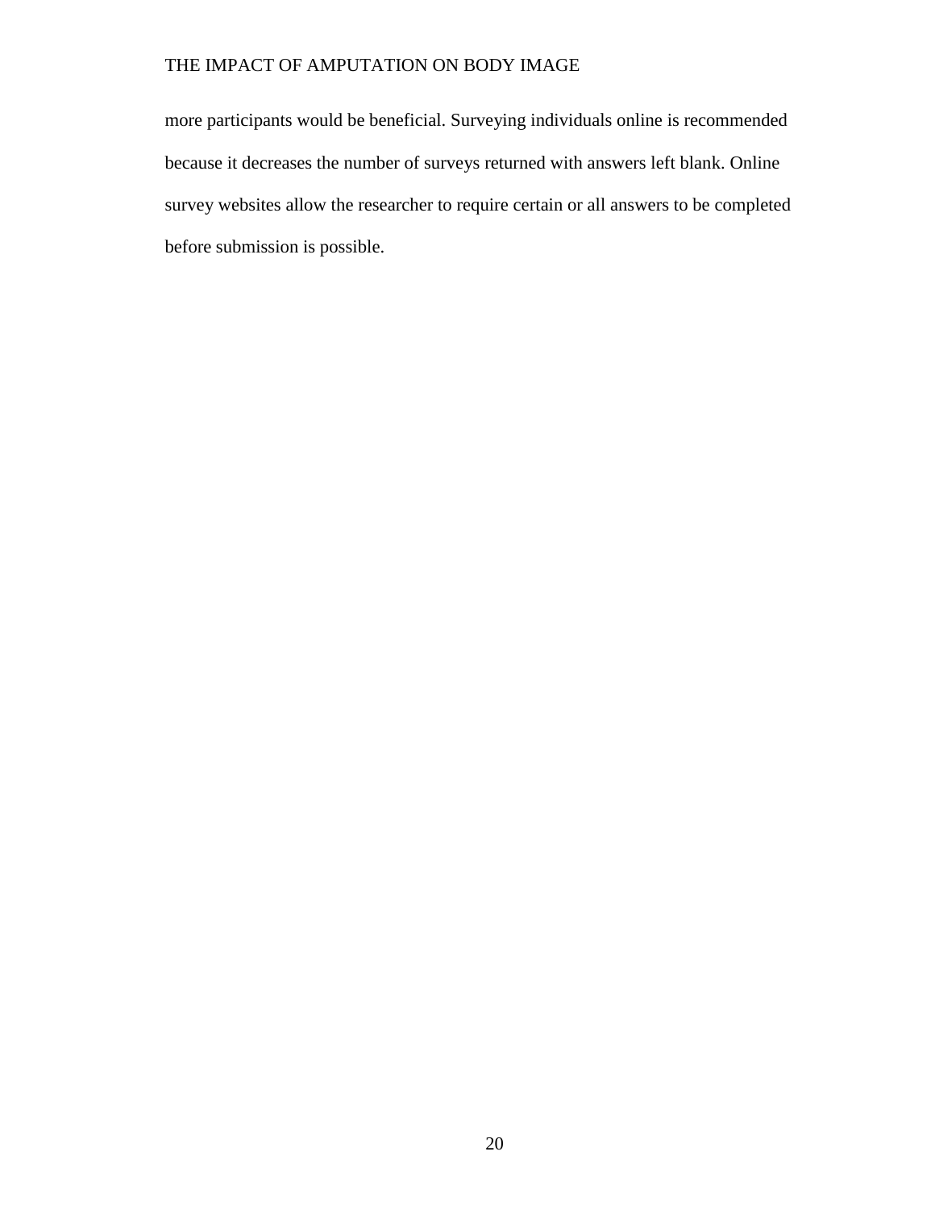more participants would be beneficial. Surveying individuals online is recommended because it decreases the number of surveys returned with answers left blank. Online survey websites allow the researcher to require certain or all answers to be completed before submission is possible.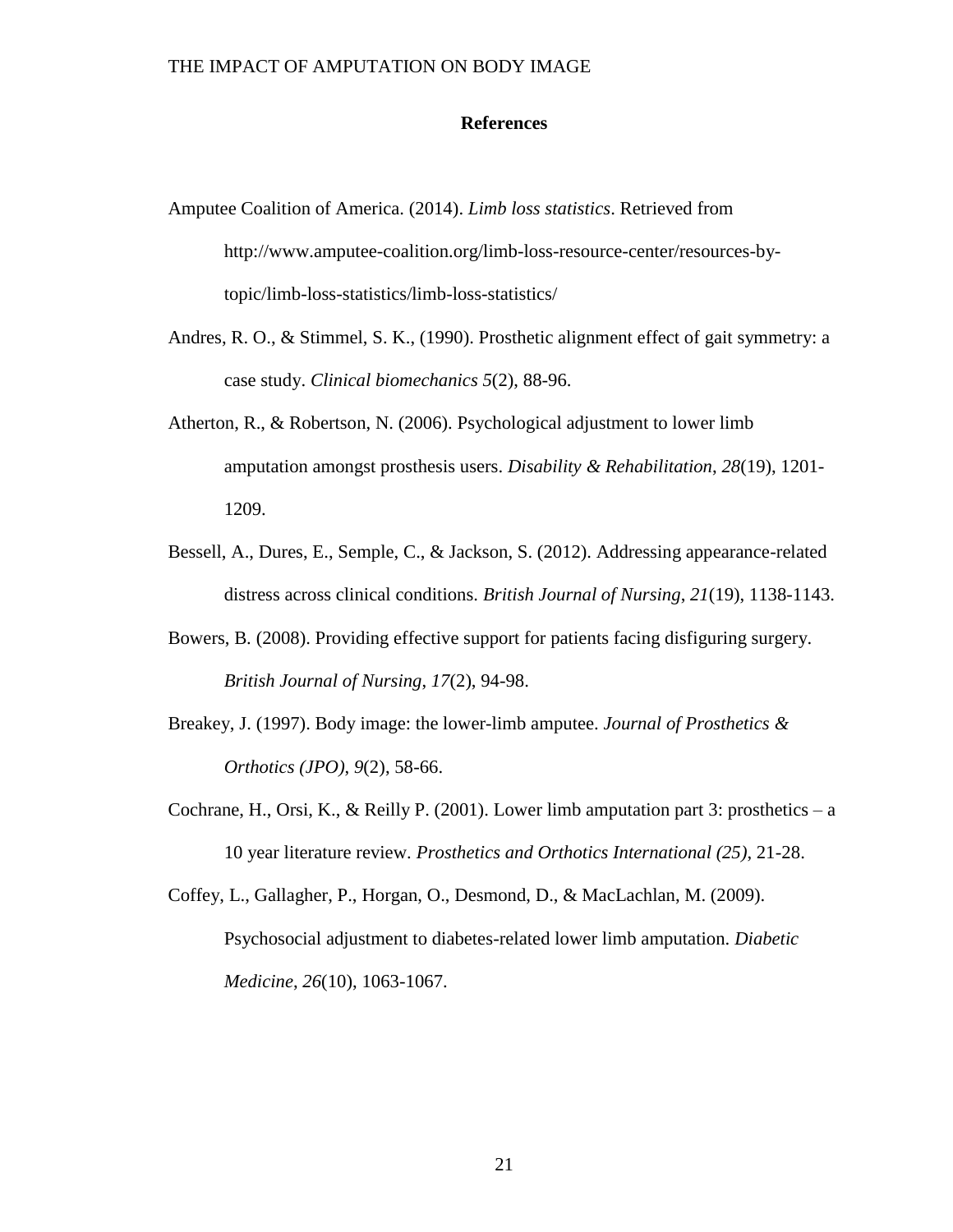## References

Amputee Coalition of America. (2014). *Limb loss statistics*. Retrieved from http://www.amputee-coalition.org/limb-loss-resource-center/resources-by-topic/limb-loss-statistics/limb-loss-statistics/

Andres, R. O., & Stimmel, S. K., (1990). Prosthetic alignment effect of gait symmetry: a case study. *Clinical biomechanics 5*(2), 88-96.

Atherton, R., & Robertson, N. (2006). Psychological adjustment to lower limb amputation amongst prosthesis users. *Disability & Rehabilitation*, *28*(19), 1201-1209.

Bessell, A., Dures, E., Semple, C., & Jackson, S. (2012). Addressing appearance-related distress across clinical conditions. *British Journal of Nursing*, *21*(19), 1138-1143.

Bowers, B. (2008). Providing effective support for patients facing disfiguring surgery. *British Journal of Nursing*, *17*(2), 94-98.

Breakey, J. (1997). Body image: the lower-limb amputee. *Journal of Prosthetics & Orthotics (JPO)*, *9*(2), 58-66.

Cochrane, H., Orsi, K., & Reilly P. (2001). Lower limb amputation part 3: prosthetics – a 10 year literature review. *Prosthetics and Orthotics International (25)*, 21-28.

Coffey, L., Gallagher, P., Horgan, O., Desmond, D., & MacLachlan, M. (2009). Psychosocial adjustment to diabetes-related lower limb amputation. *Diabetic Medicine*, *26*(10), 1063-1067.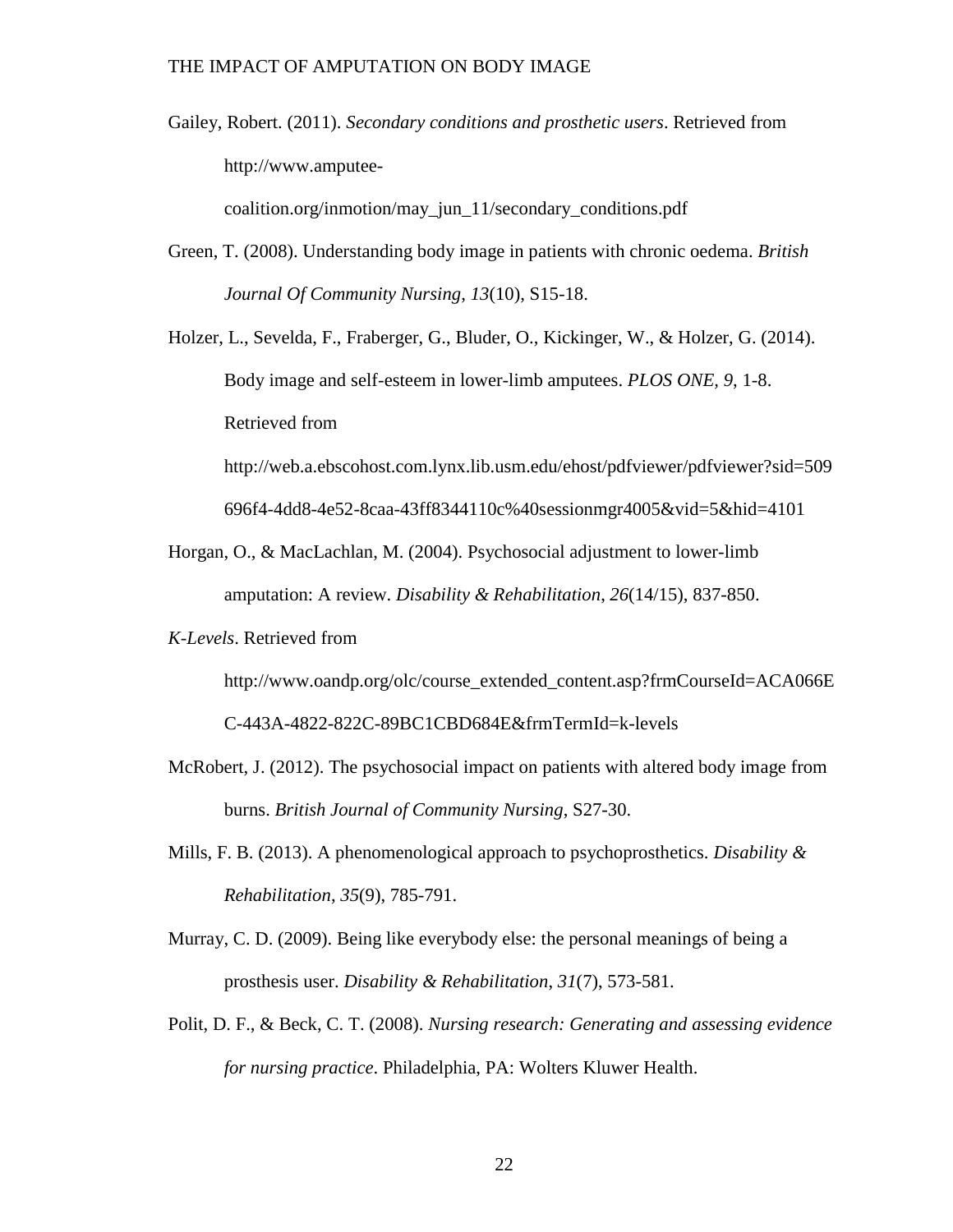Gailey, Robert. (2011). *Secondary conditions and prosthetic users*. Retrieved from http://www.amputee-coalition.org/inmotion/may_jun_11/secondary_conditions.pdf

Green, T. (2008). Understanding body image in patients with chronic oedema. *British Journal Of Community Nursing*, *13*(10), S15-18.

Holzer, L., Sevelda, F., Fraberger, G., Bluder, O., Kickinger, W., & Holzer, G. (2014). Body image and self-esteem in lower-limb amputees. *PLOS ONE*, *9*, 1-8. Retrieved from http://web.a.ebscohost.com.lynx.lib.usm.edu/ehost/pdfviewer/pdfviewer?sid=509696f4-4dd8-4e52-8caa-43ff8344110c%40sessionmgr4005&vid=5&hid=4101

Horgan, O., & MacLachlan, M. (2004). Psychosocial adjustment to lower-limb amputation: A review. *Disability & Rehabilitation*, *26*(14/15), 837-850.

*K-Levels*. Retrieved from http://www.oandp.org/olc/course_extended_content.asp?frmCourseId=ACA066EC-443A-4822-822C-89BC1CBD684E&frmTermId=k-levels

McRobert, J. (2012). The psychosocial impact on patients with altered body image from burns. *British Journal of Community Nursing*, S27-30.

Mills, F. B. (2013). A phenomenological approach to psychoprosthetics. *Disability & Rehabilitation*, *35*(9), 785-791.

Murray, C. D. (2009). Being like everybody else: the personal meanings of being a prosthesis user. *Disability & Rehabilitation*, *31*(7), 573-581.

Polit, D. F., & Beck, C. T. (2008). *Nursing research: Generating and assessing evidence for nursing practice*. Philadelphia, PA: Wolters Kluwer Health.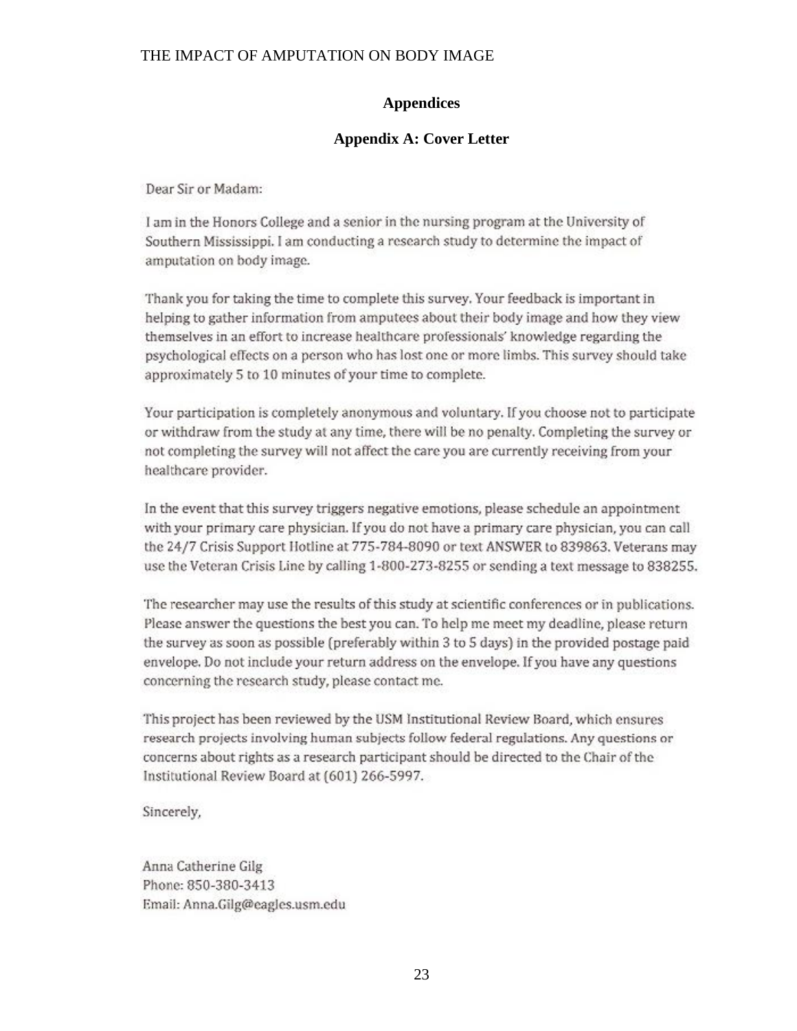# Appendices

## Appendix A: Cover Letter

Dear Sir or Madam:

I am in the Honors College and a senior in the nursing program at the University of Southern Mississippi. I am conducting a research study to determine the impact of amputation on body image.

Thank you for taking the time to complete this survey. Your feedback is important in helping to gather information from amputees about their body image and how they view themselves in an effort to increase healthcare professionals' knowledge regarding the psychological effects on a person who has lost one or more limbs. This survey should take approximately 5 to 10 minutes of your time to complete.

Your participation is completely anonymous and voluntary. If you choose not to participate or withdraw from the study at any time, there will be no penalty. Completing the survey or not completing the survey will not affect the care you are currently receiving from your healthcare provider.

In the event that this survey triggers negative emotions, please schedule an appointment with your primary care physician. If you do not have a primary care physician, you can call the 24/7 Crisis Support Hotline at 775-784-8090 or text ANSWER to 839863. Veterans may use the Veteran Crisis Line by calling 1-800-273-8255 or sending a text message to 838255.

The researcher may use the results of this study at scientific conferences or in publications. Please answer the questions the best you can. To help me meet my deadline, please return the survey as soon as possible (preferably within 3 to 5 days) in the provided postage paid envelope. Do not include your return address on the envelope. If you have any questions concerning the research study, please contact me.

This project has been reviewed by the USM Institutional Review Board, which ensures research projects involving human subjects follow federal regulations. Any questions or concerns about rights as a research participant should be directed to the Chair of the Institutional Review Board at (601) 266-5997.

Sincerely,

Anna Catherine Gilg
Phone: 850-380-3413
Email: Anna.Gilg@eagles.usm.edu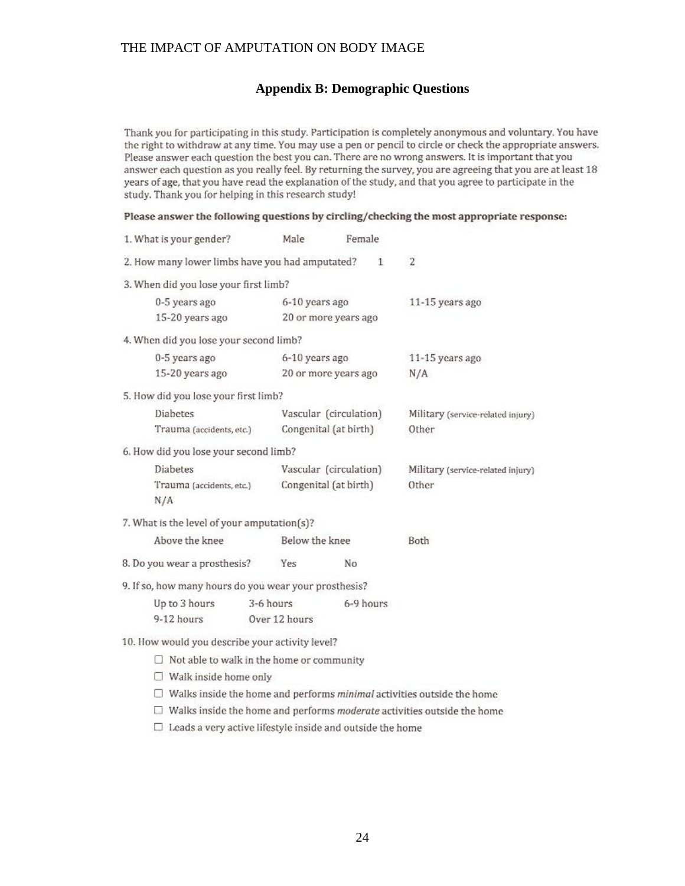## Appendix B: Demographic Questions

Thank you for participating in this study. Participation is completely anonymous and voluntary. You have the right to withdraw at any time. You may use a pen or pencil to circle or check the appropriate answers. Please answer each question the best you can. There are no wrong answers. It is important that you answer each question as you really feel. By returning the survey, you are agreeing that you are at least 18 years of age, that you have read the explanation of the study, and that you agree to participate in the study. Thank you for helping in this research study!

**Please answer the following questions by circling/checking the most appropriate response:**

1. What is your gender? Male Female

2. How many lower limbs have you had amputated? 1 2

3. When did you lose your first limb?

   0-5 years ago 6-10 years ago 11-15 years ago
   15-20 years ago 20 or more years ago

4. When did you lose your second limb?

   0-5 years ago 6-10 years ago 11-15 years ago
   15-20 years ago 20 or more years ago N/A

5. How did you lose your first limb?

   Diabetes Vascular (circulation) Military (service-related injury)
   Trauma (accidents, etc.) Congenital (at birth) Other

6. How did you lose your second limb?

   Diabetes Vascular (circulation) Military (service-related injury)
   Trauma (accidents, etc.) Congenital (at birth) Other
   N/A

7. What is the level of your amputation(s)?

   Above the knee Below the knee Both

8. Do you wear a prosthesis? Yes No

9. If so, how many hours do you wear your prosthesis?

   Up to 3 hours 3-6 hours 6-9 hours
   9-12 hours Over 12 hours

10. How would you describe your activity level?

    - ☐ Not able to walk in the home or community
    - ☐ Walk inside home only
    - ☐ Walks inside the home and performs *minimal* activities outside the home
    - ☐ Walks inside the home and performs *moderate* activities outside the home
    - ☐ Leads a very active lifestyle inside and outside the home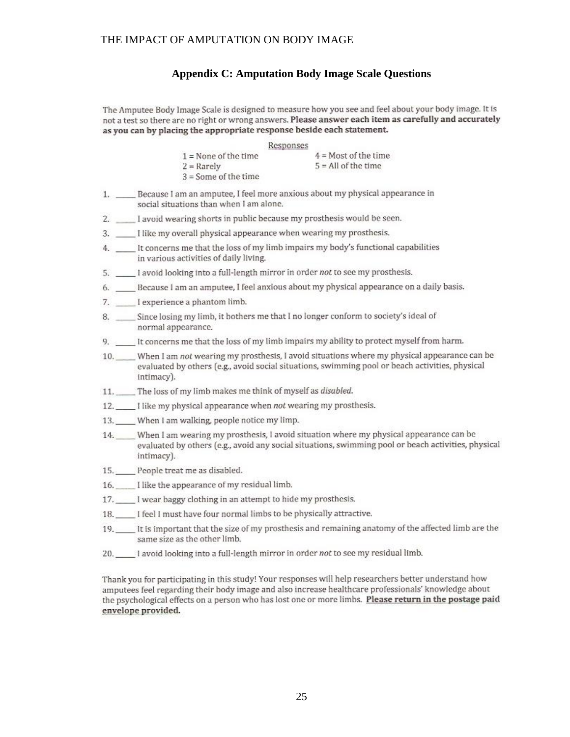## Appendix C: Amputation Body Image Scale Questions

The Amputee Body Image Scale is designed to measure how you see and feel about your body image. It is not a test so there are no right or wrong answers. **Please answer each item as carefully and accurately as you can by placing the appropriate response beside each statement.**

Responses

- 1 = None of the time
- 2 = Rarely
- 3 = Some of the time
- 4 = Most of the time
- 5 = All of the time

1. _____ Because I am an amputee, I feel more anxious about my physical appearance in social situations than when I am alone.
2. _____ I avoid wearing shorts in public because my prosthesis would be seen.
3. _____ I like my overall physical appearance when wearing my prosthesis.
4. _____ It concerns me that the loss of my limb impairs my body's functional capabilities in various activities of daily living.
5. _____ I avoid looking into a full-length mirror in order *not* to see my prosthesis.
6. _____ Because I am an amputee, I feel anxious about my physical appearance on a daily basis.
7. _____ I experience a phantom limb.
8. _____ Since losing my limb, it bothers me that I no longer conform to society's ideal of normal appearance.
9. _____ It concerns me that the loss of my limb impairs my ability to protect myself from harm.
10. _____ When I am *not* wearing my prosthesis, I avoid situations where my physical appearance can be evaluated by others (e.g., avoid social situations, swimming pool or beach activities, physical intimacy).
11. _____ The loss of my limb makes me think of myself as *disabled.*
12. _____ I like my physical appearance when *not* wearing my prosthesis.
13. _____ When I am walking, people notice my limp.
14. _____ When I am wearing my prosthesis, I avoid situation where my physical appearance can be evaluated by others (e.g., avoid any social situations, swimming pool or beach activities, physical intimacy).
15. _____ People treat me as disabled.
16. _____ I like the appearance of my residual limb.
17. _____ I wear baggy clothing in an attempt to hide my prosthesis.
18. _____ I feel I must have four normal limbs to be physically attractive.
19. _____ It is important that the size of my prosthesis and remaining anatomy of the affected limb are the same size as the other limb.
20. _____ I avoid looking into a full-length mirror in order *not* to see my residual limb.

Thank you for participating in this study! Your responses will help researchers better understand how amputees feel regarding their body image and also increase healthcare professionals' knowledge about the psychological effects on a person who has lost one or more limbs. **Please return in the postage paid envelope provided.**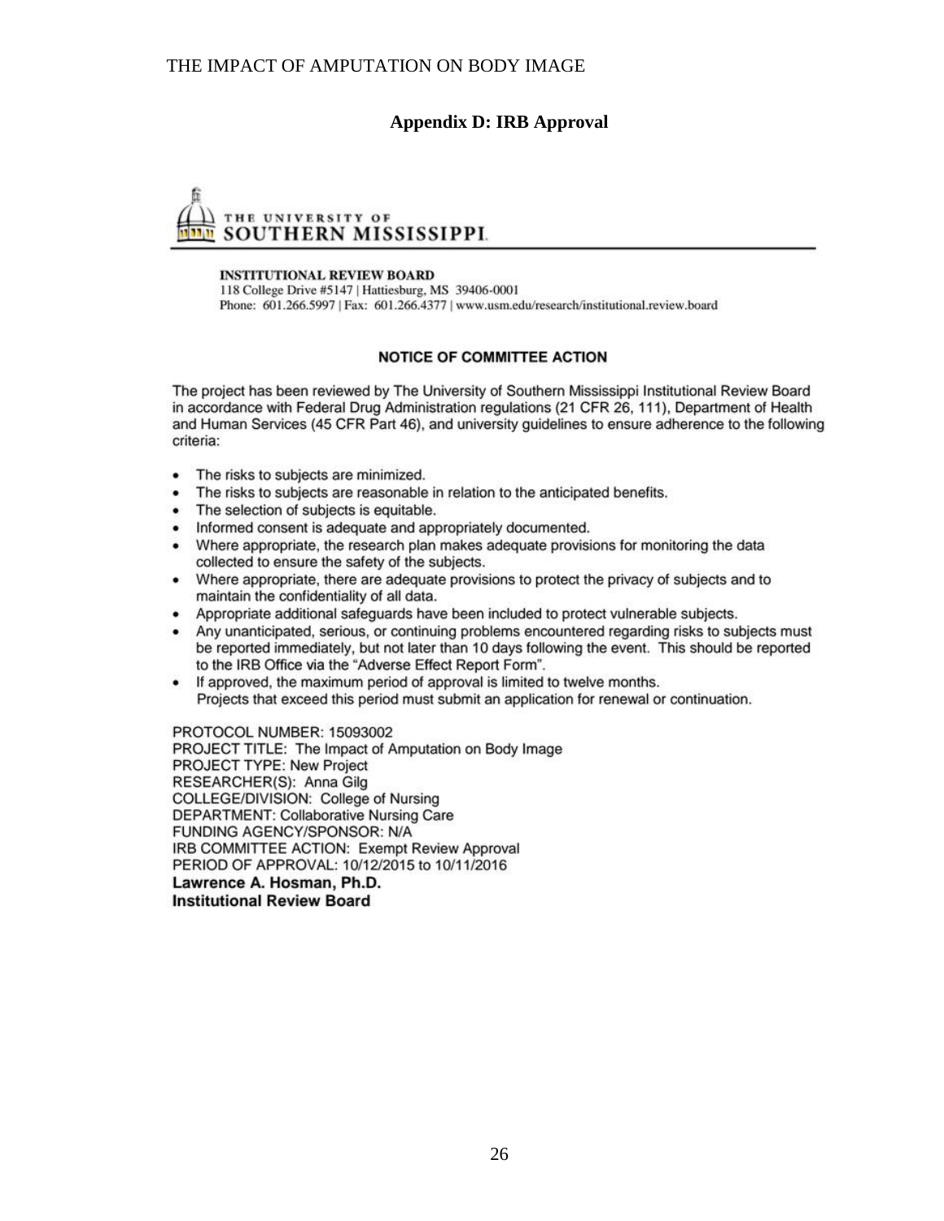## Appendix D: IRB Approval

THE UNIVERSITY OF
**SOUTHERN MISSISSIPPI.**

**INSTITUTIONAL REVIEW BOARD**
118 College Drive #5147 | Hattiesburg, MS 39406-0001
Phone: 601.266.5997 | Fax: 601.266.4377 | www.usm.edu/research/institutional.review.board

**NOTICE OF COMMITTEE ACTION**

The project has been reviewed by The University of Southern Mississippi Institutional Review Board in accordance with Federal Drug Administration regulations (21 CFR 26, 111), Department of Health and Human Services (45 CFR Part 46), and university guidelines to ensure adherence to the following criteria:

- The risks to subjects are minimized.
- The risks to subjects are reasonable in relation to the anticipated benefits.
- The selection of subjects is equitable.
- Informed consent is adequate and appropriately documented.
- Where appropriate, the research plan makes adequate provisions for monitoring the data collected to ensure the safety of the subjects.
- Where appropriate, there are adequate provisions to protect the privacy of subjects and to maintain the confidentiality of all data.
- Appropriate additional safeguards have been included to protect vulnerable subjects.
- Any unanticipated, serious, or continuing problems encountered regarding risks to subjects must be reported immediately, but not later than 10 days following the event. This should be reported to the IRB Office via the "Adverse Effect Report Form".
- If approved, the maximum period of approval is limited to twelve months. Projects that exceed this period must submit an application for renewal or continuation.

PROTOCOL NUMBER: 15093002
PROJECT TITLE: The Impact of Amputation on Body Image
PROJECT TYPE: New Project
RESEARCHER(S): Anna Gilg
COLLEGE/DIVISION: College of Nursing
DEPARTMENT: Collaborative Nursing Care
FUNDING AGENCY/SPONSOR: N/A
IRB COMMITTEE ACTION: Exempt Review Approval
PERIOD OF APPROVAL: 10/12/2015 to 10/11/2016
**Lawrence A. Hosman, Ph.D.**
**Institutional Review Board**